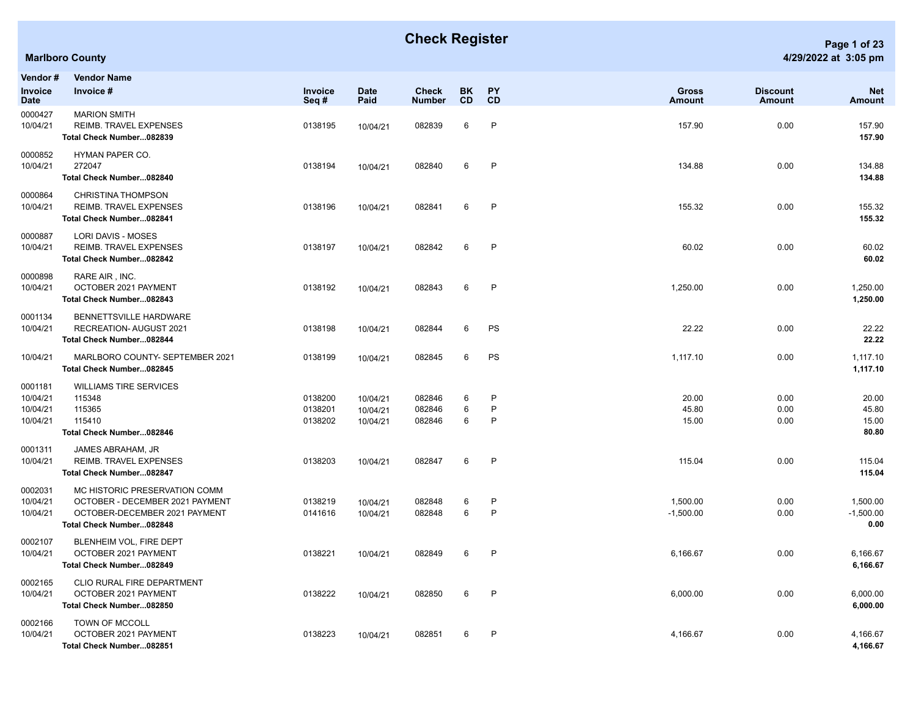# Check Register

**Marlboro County**

4/29/2022 at 3:05 pm

| Vendor # / Invoice Date | Vendor Name / Invoice # | Invoice Seq # | Date Paid | Check Number | BK CD | PY CD | Gross Amount | Discount Amount | Net Amount |
|---|---|---|---|---|---|---|---|---|---|
| 0000427 | MARION SMITH | | | | | | | | |
| 10/04/21 | REIMB. TRAVEL EXPENSES | 0138195 | 10/04/21 | 082839 | 6 | P | 157.90 | 0.00 | 157.90 |
| | **Total Check Number...082839** | | | | | | | | **157.90** |
| 0000852 | HYMAN PAPER CO. | | | | | | | | |
| 10/04/21 | 272047 | 0138194 | 10/04/21 | 082840 | 6 | P | 134.88 | 0.00 | 134.88 |
| | **Total Check Number...082840** | | | | | | | | **134.88** |
| 0000864 | CHRISTINA THOMPSON | | | | | | | | |
| 10/04/21 | REIMB. TRAVEL EXPENSES | 0138196 | 10/04/21 | 082841 | 6 | P | 155.32 | 0.00 | 155.32 |
| | **Total Check Number...082841** | | | | | | | | **155.32** |
| 0000887 | LORI DAVIS - MOSES | | | | | | | | |
| 10/04/21 | REIMB. TRAVEL EXPENSES | 0138197 | 10/04/21 | 082842 | 6 | P | 60.02 | 0.00 | 60.02 |
| | **Total Check Number...082842** | | | | | | | | **60.02** |
| 0000898 | RARE AIR , INC. | | | | | | | | |
| 10/04/21 | OCTOBER 2021 PAYMENT | 0138192 | 10/04/21 | 082843 | 6 | P | 1,250.00 | 0.00 | 1,250.00 |
| | **Total Check Number...082843** | | | | | | | | **1,250.00** |
| 0001134 | BENNETTSVILLE HARDWARE | | | | | | | | |
| 10/04/21 | RECREATION- AUGUST 2021 | 0138198 | 10/04/21 | 082844 | 6 | PS | 22.22 | 0.00 | 22.22 |
| | **Total Check Number...082844** | | | | | | | | **22.22** |
| 10/04/21 | MARLBORO COUNTY- SEPTEMBER 2021 | 0138199 | 10/04/21 | 082845 | 6 | PS | 1,117.10 | 0.00 | 1,117.10 |
| | **Total Check Number...082845** | | | | | | | | **1,117.10** |
| 0001181 | WILLIAMS TIRE SERVICES | | | | | | | | |
| 10/04/21 | 115348 | 0138200 | 10/04/21 | 082846 | 6 | P | 20.00 | 0.00 | 20.00 |
| 10/04/21 | 115365 | 0138201 | 10/04/21 | 082846 | 6 | P | 45.80 | 0.00 | 45.80 |
| 10/04/21 | 115410 | 0138202 | 10/04/21 | 082846 | 6 | P | 15.00 | 0.00 | 15.00 |
| | **Total Check Number...082846** | | | | | | | | **80.80** |
| 0001311 | JAMES ABRAHAM, JR | | | | | | | | |
| 10/04/21 | REIMB. TRAVEL EXPENSES | 0138203 | 10/04/21 | 082847 | 6 | P | 115.04 | 0.00 | 115.04 |
| | **Total Check Number...082847** | | | | | | | | **115.04** |
| 0002031 | MC HISTORIC PRESERVATION COMM | | | | | | | | |
| 10/04/21 | OCTOBER - DECEMBER 2021 PAYMENT | 0138219 | 10/04/21 | 082848 | 6 | P | 1,500.00 | 0.00 | 1,500.00 |
| 10/04/21 | OCTOBER-DECEMBER 2021 PAYMENT | 0141616 | 10/04/21 | 082848 | 6 | P | -1,500.00 | 0.00 | -1,500.00 |
| | **Total Check Number...082848** | | | | | | | | **0.00** |
| 0002107 | BLENHEIM VOL, FIRE DEPT | | | | | | | | |
| 10/04/21 | OCTOBER 2021 PAYMENT | 0138221 | 10/04/21 | 082849 | 6 | P | 6,166.67 | 0.00 | 6,166.67 |
| | **Total Check Number...082849** | | | | | | | | **6,166.67** |
| 0002165 | CLIO RURAL FIRE DEPARTMENT | | | | | | | | |
| 10/04/21 | OCTOBER 2021 PAYMENT | 0138222 | 10/04/21 | 082850 | 6 | P | 6,000.00 | 0.00 | 6,000.00 |
| | **Total Check Number...082850** | | | | | | | | **6,000.00** |
| 0002166 | TOWN OF MCCOLL | | | | | | | | |
| 10/04/21 | OCTOBER 2021 PAYMENT | 0138223 | 10/04/21 | 082851 | 6 | P | 4,166.67 | 0.00 | 4,166.67 |
| | **Total Check Number...082851** | | | | | | | | **4,166.67** |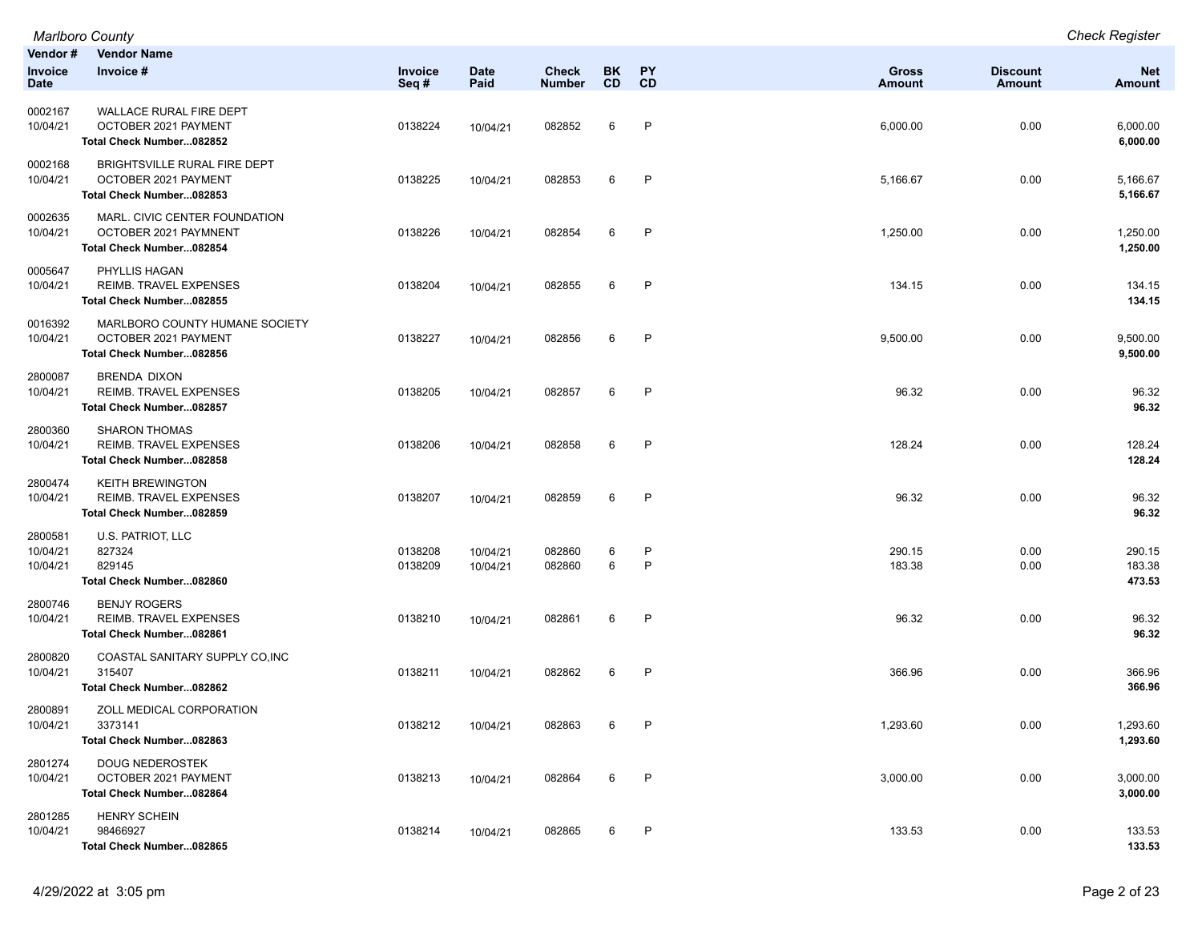| Vendor # | Vendor Name | | | | | | | | |
|---|---|---|---|---|---|---|---|---|---|
| Invoice Date | Invoice # | Invoice Seq # | Date Paid | Check Number | BK CD | PY CD | Gross Amount | Discount Amount | Net Amount |
| 0002167 | WALLACE RURAL FIRE DEPT | | | | | | | | |
| 10/04/21 | OCTOBER 2021 PAYMENT | 0138224 | 10/04/21 | 082852 | 6 | P | 6,000.00 | 0.00 | 6,000.00 |
| | **Total Check Number...082852** | | | | | | | | **6,000.00** |
| 0002168 | BRIGHTSVILLE RURAL FIRE DEPT | | | | | | | | |
| 10/04/21 | OCTOBER 2021 PAYMENT | 0138225 | 10/04/21 | 082853 | 6 | P | 5,166.67 | 0.00 | 5,166.67 |
| | **Total Check Number...082853** | | | | | | | | **5,166.67** |
| 0002635 | MARL. CIVIC CENTER FOUNDATION | | | | | | | | |
| 10/04/21 | OCTOBER 2021 PAYMNENT | 0138226 | 10/04/21 | 082854 | 6 | P | 1,250.00 | 0.00 | 1,250.00 |
| | **Total Check Number...082854** | | | | | | | | **1,250.00** |
| 0005647 | PHYLLIS HAGAN | | | | | | | | |
| 10/04/21 | REIMB. TRAVEL EXPENSES | 0138204 | 10/04/21 | 082855 | 6 | P | 134.15 | 0.00 | 134.15 |
| | **Total Check Number...082855** | | | | | | | | **134.15** |
| 0016392 | MARLBORO COUNTY HUMANE SOCIETY | | | | | | | | |
| 10/04/21 | OCTOBER 2021 PAYMENT | 0138227 | 10/04/21 | 082856 | 6 | P | 9,500.00 | 0.00 | 9,500.00 |
| | **Total Check Number...082856** | | | | | | | | **9,500.00** |
| 2800087 | BRENDA DIXON | | | | | | | | |
| 10/04/21 | REIMB. TRAVEL EXPENSES | 0138205 | 10/04/21 | 082857 | 6 | P | 96.32 | 0.00 | 96.32 |
| | **Total Check Number...082857** | | | | | | | | **96.32** |
| 2800360 | SHARON THOMAS | | | | | | | | |
| 10/04/21 | REIMB. TRAVEL EXPENSES | 0138206 | 10/04/21 | 082858 | 6 | P | 128.24 | 0.00 | 128.24 |
| | **Total Check Number...082858** | | | | | | | | **128.24** |
| 2800474 | KEITH BREWINGTON | | | | | | | | |
| 10/04/21 | REIMB. TRAVEL EXPENSES | 0138207 | 10/04/21 | 082859 | 6 | P | 96.32 | 0.00 | 96.32 |
| | **Total Check Number...082859** | | | | | | | | **96.32** |
| 2800581 | U.S. PATRIOT, LLC | | | | | | | | |
| 10/04/21 | 827324 | 0138208 | 10/04/21 | 082860 | 6 | P | 290.15 | 0.00 | 290.15 |
| 10/04/21 | 829145 | 0138209 | 10/04/21 | 082860 | 6 | P | 183.38 | 0.00 | 183.38 |
| | **Total Check Number...082860** | | | | | | | | **473.53** |
| 2800746 | BENJY ROGERS | | | | | | | | |
| 10/04/21 | REIMB. TRAVEL EXPENSES | 0138210 | 10/04/21 | 082861 | 6 | P | 96.32 | 0.00 | 96.32 |
| | **Total Check Number...082861** | | | | | | | | **96.32** |
| 2800820 | COASTAL SANITARY SUPPLY CO,INC | | | | | | | | |
| 10/04/21 | 315407 | 0138211 | 10/04/21 | 082862 | 6 | P | 366.96 | 0.00 | 366.96 |
| | **Total Check Number...082862** | | | | | | | | **366.96** |
| 2800891 | ZOLL MEDICAL CORPORATION | | | | | | | | |
| 10/04/21 | 3373141 | 0138212 | 10/04/21 | 082863 | 6 | P | 1,293.60 | 0.00 | 1,293.60 |
| | **Total Check Number...082863** | | | | | | | | **1,293.60** |
| 2801274 | DOUG NEDEROSTEK | | | | | | | | |
| 10/04/21 | OCTOBER 2021 PAYMENT | 0138213 | 10/04/21 | 082864 | 6 | P | 3,000.00 | 0.00 | 3,000.00 |
| | **Total Check Number...082864** | | | | | | | | **3,000.00** |
| 2801285 | HENRY SCHEIN | | | | | | | | |
| 10/04/21 | 98466927 | 0138214 | 10/04/21 | 082865 | 6 | P | 133.53 | 0.00 | 133.53 |
| | **Total Check Number...082865** | | | | | | | | **133.53** |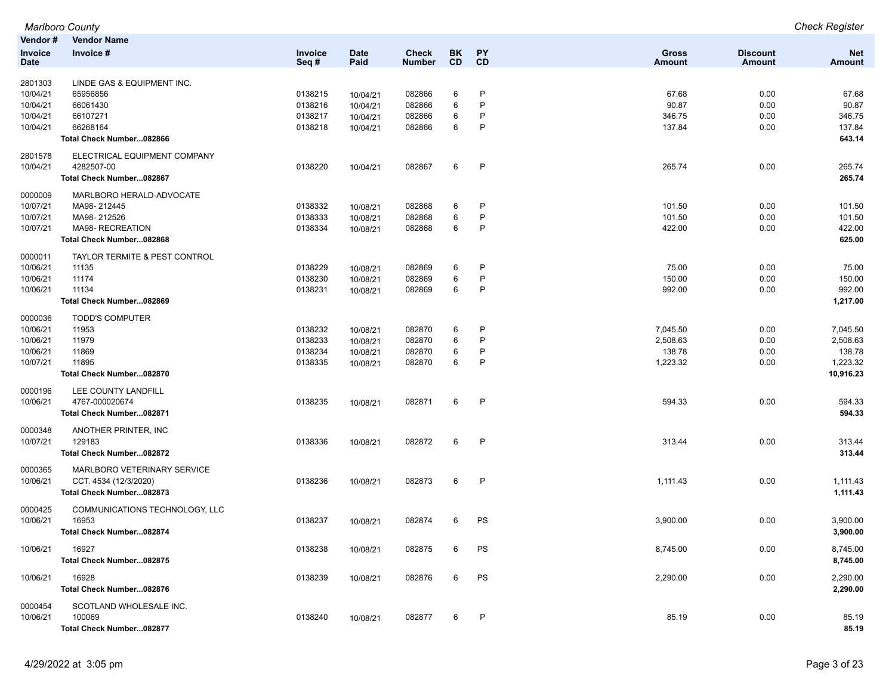*Marlboro County* — *Check Register*

| Vendor # / Invoice Date | Vendor Name / Invoice # | Invoice Seq # | Date Paid | Check Number | BK CD | PY CD | Gross Amount | Discount Amount | Net Amount |
|---|---|---|---|---|---|---|---|---|---|
| 2801303 | LINDE GAS & EQUIPMENT INC. | | | | | | | | |
| 10/04/21 | 65956856 | 0138215 | 10/04/21 | 082866 | 6 | P | 67.68 | 0.00 | 67.68 |
| 10/04/21 | 66061430 | 0138216 | 10/04/21 | 082866 | 6 | P | 90.87 | 0.00 | 90.87 |
| 10/04/21 | 66107271 | 0138217 | 10/04/21 | 082866 | 6 | P | 346.75 | 0.00 | 346.75 |
| 10/04/21 | 66268164 | 0138218 | 10/04/21 | 082866 | 6 | P | 137.84 | 0.00 | 137.84 |
| | **Total Check Number...082866** | | | | | | | | **643.14** |
| 2801578 | ELECTRICAL EQUIPMENT COMPANY | | | | | | | | |
| 10/04/21 | 4282507-00 | 0138220 | 10/04/21 | 082867 | 6 | P | 265.74 | 0.00 | 265.74 |
| | **Total Check Number...082867** | | | | | | | | **265.74** |
| 0000009 | MARLBORO HERALD-ADVOCATE | | | | | | | | |
| 10/07/21 | MA98- 212445 | 0138332 | 10/08/21 | 082868 | 6 | P | 101.50 | 0.00 | 101.50 |
| 10/07/21 | MA98- 212526 | 0138333 | 10/08/21 | 082868 | 6 | P | 101.50 | 0.00 | 101.50 |
| 10/07/21 | MA98- RECREATION | 0138334 | 10/08/21 | 082868 | 6 | P | 422.00 | 0.00 | 422.00 |
| | **Total Check Number...082868** | | | | | | | | **625.00** |
| 0000011 | TAYLOR TERMITE & PEST CONTROL | | | | | | | | |
| 10/06/21 | 11135 | 0138229 | 10/08/21 | 082869 | 6 | P | 75.00 | 0.00 | 75.00 |
| 10/06/21 | 11174 | 0138230 | 10/08/21 | 082869 | 6 | P | 150.00 | 0.00 | 150.00 |
| 10/06/21 | 11134 | 0138231 | 10/08/21 | 082869 | 6 | P | 992.00 | 0.00 | 992.00 |
| | **Total Check Number...082869** | | | | | | | | **1,217.00** |
| 0000036 | TODD'S COMPUTER | | | | | | | | |
| 10/06/21 | 11953 | 0138232 | 10/08/21 | 082870 | 6 | P | 7,045.50 | 0.00 | 7,045.50 |
| 10/06/21 | 11979 | 0138233 | 10/08/21 | 082870 | 6 | P | 2,508.63 | 0.00 | 2,508.63 |
| 10/06/21 | 11869 | 0138234 | 10/08/21 | 082870 | 6 | P | 138.78 | 0.00 | 138.78 |
| 10/07/21 | 11895 | 0138335 | 10/08/21 | 082870 | 6 | P | 1,223.32 | 0.00 | 1,223.32 |
| | **Total Check Number...082870** | | | | | | | | **10,916.23** |
| 0000196 | LEE COUNTY LANDFILL | | | | | | | | |
| 10/06/21 | 4767-000020674 | 0138235 | 10/08/21 | 082871 | 6 | P | 594.33 | 0.00 | 594.33 |
| | **Total Check Number...082871** | | | | | | | | **594.33** |
| 0000348 | ANOTHER PRINTER, INC | | | | | | | | |
| 10/07/21 | 129183 | 0138336 | 10/08/21 | 082872 | 6 | P | 313.44 | 0.00 | 313.44 |
| | **Total Check Number...082872** | | | | | | | | **313.44** |
| 0000365 | MARLBORO VETERINARY SERVICE | | | | | | | | |
| 10/06/21 | CCT. 4534 (12/3/2020) | 0138236 | 10/08/21 | 082873 | 6 | P | 1,111.43 | 0.00 | 1,111.43 |
| | **Total Check Number...082873** | | | | | | | | **1,111.43** |
| 0000425 | COMMUNICATIONS TECHNOLOGY, LLC | | | | | | | | |
| 10/06/21 | 16953 | 0138237 | 10/08/21 | 082874 | 6 | PS | 3,900.00 | 0.00 | 3,900.00 |
| | **Total Check Number...082874** | | | | | | | | **3,900.00** |
| 10/06/21 | 16927 | 0138238 | 10/08/21 | 082875 | 6 | PS | 8,745.00 | 0.00 | 8,745.00 |
| | **Total Check Number...082875** | | | | | | | | **8,745.00** |
| 10/06/21 | 16928 | 0138239 | 10/08/21 | 082876 | 6 | PS | 2,290.00 | 0.00 | 2,290.00 |
| | **Total Check Number...082876** | | | | | | | | **2,290.00** |
| 0000454 | SCOTLAND WHOLESALE INC. | | | | | | | | |
| 10/06/21 | 100069 | 0138240 | 10/08/21 | 082877 | 6 | P | 85.19 | 0.00 | 85.19 |
| | **Total Check Number...082877** | | | | | | | | **85.19** |

4/29/2022 at 3:05 pm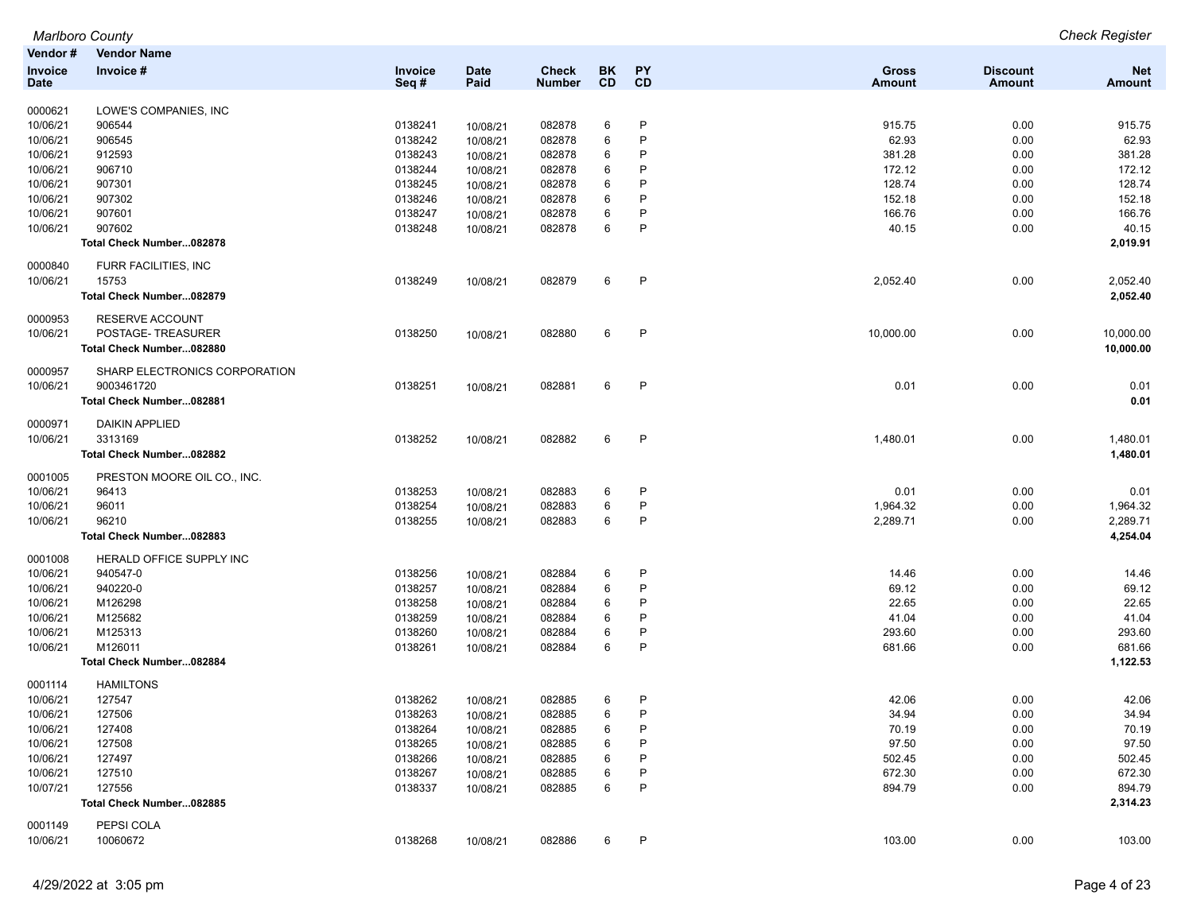| Vendor # / Invoice Date | Vendor Name / Invoice # | Invoice Seq # | Date Paid | Check Number | BK CD | PY CD | Gross Amount | Discount Amount | Net Amount |
|---|---|---|---|---|---|---|---|---|---|
| 0000621 | LOWE'S COMPANIES, INC | | | | | | | | |
| 10/06/21 | 906544 | 0138241 | 10/08/21 | 082878 | 6 | P | 915.75 | 0.00 | 915.75 |
| 10/06/21 | 906545 | 0138242 | 10/08/21 | 082878 | 6 | P | 62.93 | 0.00 | 62.93 |
| 10/06/21 | 912593 | 0138243 | 10/08/21 | 082878 | 6 | P | 381.28 | 0.00 | 381.28 |
| 10/06/21 | 906710 | 0138244 | 10/08/21 | 082878 | 6 | P | 172.12 | 0.00 | 172.12 |
| 10/06/21 | 907301 | 0138245 | 10/08/21 | 082878 | 6 | P | 128.74 | 0.00 | 128.74 |
| 10/06/21 | 907302 | 0138246 | 10/08/21 | 082878 | 6 | P | 152.18 | 0.00 | 152.18 |
| 10/06/21 | 907601 | 0138247 | 10/08/21 | 082878 | 6 | P | 166.76 | 0.00 | 166.76 |
| 10/06/21 | 907602 | 0138248 | 10/08/21 | 082878 | 6 | P | 40.15 | 0.00 | 40.15 |
| | **Total Check Number...082878** | | | | | | | | **2,019.91** |
| 0000840 | FURR FACILITIES, INC | | | | | | | | |
| 10/06/21 | 15753 | 0138249 | 10/08/21 | 082879 | 6 | P | 2,052.40 | 0.00 | 2,052.40 |
| | **Total Check Number...082879** | | | | | | | | **2,052.40** |
| 0000953 | RESERVE ACCOUNT | | | | | | | | |
| 10/06/21 | POSTAGE- TREASURER | 0138250 | 10/08/21 | 082880 | 6 | P | 10,000.00 | 0.00 | 10,000.00 |
| | **Total Check Number...082880** | | | | | | | | **10,000.00** |
| 0000957 | SHARP ELECTRONICS CORPORATION | | | | | | | | |
| 10/06/21 | 9003461720 | 0138251 | 10/08/21 | 082881 | 6 | P | 0.01 | 0.00 | 0.01 |
| | **Total Check Number...082881** | | | | | | | | **0.01** |
| 0000971 | DAIKIN APPLIED | | | | | | | | |
| 10/06/21 | 3313169 | 0138252 | 10/08/21 | 082882 | 6 | P | 1,480.01 | 0.00 | 1,480.01 |
| | **Total Check Number...082882** | | | | | | | | **1,480.01** |
| 0001005 | PRESTON MOORE OIL CO., INC. | | | | | | | | |
| 10/06/21 | 96413 | 0138253 | 10/08/21 | 082883 | 6 | P | 0.01 | 0.00 | 0.01 |
| 10/06/21 | 96011 | 0138254 | 10/08/21 | 082883 | 6 | P | 1,964.32 | 0.00 | 1,964.32 |
| 10/06/21 | 96210 | 0138255 | 10/08/21 | 082883 | 6 | P | 2,289.71 | 0.00 | 2,289.71 |
| | **Total Check Number...082883** | | | | | | | | **4,254.04** |
| 0001008 | HERALD OFFICE SUPPLY INC | | | | | | | | |
| 10/06/21 | 940547-0 | 0138256 | 10/08/21 | 082884 | 6 | P | 14.46 | 0.00 | 14.46 |
| 10/06/21 | 940220-0 | 0138257 | 10/08/21 | 082884 | 6 | P | 69.12 | 0.00 | 69.12 |
| 10/06/21 | M126298 | 0138258 | 10/08/21 | 082884 | 6 | P | 22.65 | 0.00 | 22.65 |
| 10/06/21 | M125682 | 0138259 | 10/08/21 | 082884 | 6 | P | 41.04 | 0.00 | 41.04 |
| 10/06/21 | M125313 | 0138260 | 10/08/21 | 082884 | 6 | P | 293.60 | 0.00 | 293.60 |
| 10/06/21 | M126011 | 0138261 | 10/08/21 | 082884 | 6 | P | 681.66 | 0.00 | 681.66 |
| | **Total Check Number...082884** | | | | | | | | **1,122.53** |
| 0001114 | HAMILTONS | | | | | | | | |
| 10/06/21 | 127547 | 0138262 | 10/08/21 | 082885 | 6 | P | 42.06 | 0.00 | 42.06 |
| 10/06/21 | 127506 | 0138263 | 10/08/21 | 082885 | 6 | P | 34.94 | 0.00 | 34.94 |
| 10/06/21 | 127408 | 0138264 | 10/08/21 | 082885 | 6 | P | 70.19 | 0.00 | 70.19 |
| 10/06/21 | 127508 | 0138265 | 10/08/21 | 082885 | 6 | P | 97.50 | 0.00 | 97.50 |
| 10/06/21 | 127497 | 0138266 | 10/08/21 | 082885 | 6 | P | 502.45 | 0.00 | 502.45 |
| 10/06/21 | 127510 | 0138267 | 10/08/21 | 082885 | 6 | P | 672.30 | 0.00 | 672.30 |
| 10/07/21 | 127556 | 0138337 | 10/08/21 | 082885 | 6 | P | 894.79 | 0.00 | 894.79 |
| | **Total Check Number...082885** | | | | | | | | **2,314.23** |
| 0001149 | PEPSI COLA | | | | | | | | |
| 10/06/21 | 10060672 | 0138268 | 10/08/21 | 082886 | 6 | P | 103.00 | 0.00 | 103.00 |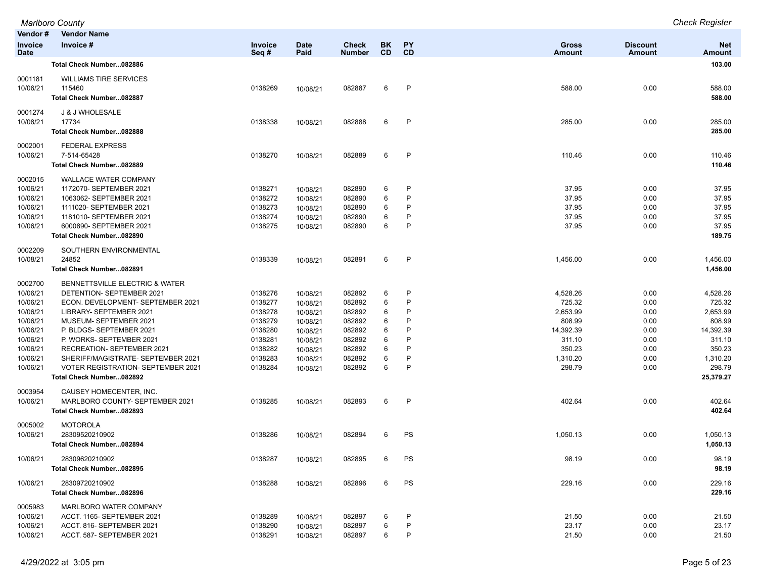| Vendor # / Invoice Date | Vendor Name / Invoice # | Invoice Seq # | Date Paid | Check Number | BK CD | PY CD | Gross Amount | Discount Amount | Net Amount |
|---|---|---|---|---|---|---|---|---|---|
| | **Total Check Number...082886** | | | | | | | | **103.00** |
| 0001181 | WILLIAMS TIRE SERVICES | | | | | | | | |
| 10/06/21 | 115460 | 0138269 | 10/08/21 | 082887 | 6 | P | 588.00 | 0.00 | 588.00 |
| | **Total Check Number...082887** | | | | | | | | **588.00** |
| 0001274 | J & J WHOLESALE | | | | | | | | |
| 10/08/21 | 17734 | 0138338 | 10/08/21 | 082888 | 6 | P | 285.00 | 0.00 | 285.00 |
| | **Total Check Number...082888** | | | | | | | | **285.00** |
| 0002001 | FEDERAL EXPRESS | | | | | | | | |
| 10/06/21 | 7-514-65428 | 0138270 | 10/08/21 | 082889 | 6 | P | 110.46 | 0.00 | 110.46 |
| | **Total Check Number...082889** | | | | | | | | **110.46** |
| 0002015 | WALLACE WATER COMPANY | | | | | | | | |
| 10/06/21 | 1172070- SEPTEMBER 2021 | 0138271 | 10/08/21 | 082890 | 6 | P | 37.95 | 0.00 | 37.95 |
| 10/06/21 | 1063062- SEPTEMBER 2021 | 0138272 | 10/08/21 | 082890 | 6 | P | 37.95 | 0.00 | 37.95 |
| 10/06/21 | 1111020- SEPTEMBER 2021 | 0138273 | 10/08/21 | 082890 | 6 | P | 37.95 | 0.00 | 37.95 |
| 10/06/21 | 1181010- SEPTEMBER 2021 | 0138274 | 10/08/21 | 082890 | 6 | P | 37.95 | 0.00 | 37.95 |
| 10/06/21 | 6000890- SEPTEMBER 2021 | 0138275 | 10/08/21 | 082890 | 6 | P | 37.95 | 0.00 | 37.95 |
| | **Total Check Number...082890** | | | | | | | | **189.75** |
| 0002209 | SOUTHERN ENVIRONMENTAL | | | | | | | | |
| 10/08/21 | 24852 | 0138339 | 10/08/21 | 082891 | 6 | P | 1,456.00 | 0.00 | 1,456.00 |
| | **Total Check Number...082891** | | | | | | | | **1,456.00** |
| 0002700 | BENNETTSVILLE ELECTRIC & WATER | | | | | | | | |
| 10/06/21 | DETENTION- SEPTEMBER 2021 | 0138276 | 10/08/21 | 082892 | 6 | P | 4,528.26 | 0.00 | 4,528.26 |
| 10/06/21 | ECON. DEVELOPMENT- SEPTEMBER 2021 | 0138277 | 10/08/21 | 082892 | 6 | P | 725.32 | 0.00 | 725.32 |
| 10/06/21 | LIBRARY- SEPTEMBER 2021 | 0138278 | 10/08/21 | 082892 | 6 | P | 2,653.99 | 0.00 | 2,653.99 |
| 10/06/21 | MUSEUM- SEPTEMBER 2021 | 0138279 | 10/08/21 | 082892 | 6 | P | 808.99 | 0.00 | 808.99 |
| 10/06/21 | P. BLDGS- SEPTEMBER 2021 | 0138280 | 10/08/21 | 082892 | 6 | P | 14,392.39 | 0.00 | 14,392.39 |
| 10/06/21 | P. WORKS- SEPTEMBER 2021 | 0138281 | 10/08/21 | 082892 | 6 | P | 311.10 | 0.00 | 311.10 |
| 10/06/21 | RECREATION- SEPTEMBER 2021 | 0138282 | 10/08/21 | 082892 | 6 | P | 350.23 | 0.00 | 350.23 |
| 10/06/21 | SHERIFF/MAGISTRATE- SEPTEMBER 2021 | 0138283 | 10/08/21 | 082892 | 6 | P | 1,310.20 | 0.00 | 1,310.20 |
| 10/06/21 | VOTER REGISTRATION- SEPTEMBER 2021 | 0138284 | 10/08/21 | 082892 | 6 | P | 298.79 | 0.00 | 298.79 |
| | **Total Check Number...082892** | | | | | | | | **25,379.27** |
| 0003954 | CAUSEY HOMECENTER, INC. | | | | | | | | |
| 10/06/21 | MARLBORO COUNTY- SEPTEMBER 2021 | 0138285 | 10/08/21 | 082893 | 6 | P | 402.64 | 0.00 | 402.64 |
| | **Total Check Number...082893** | | | | | | | | **402.64** |
| 0005002 | MOTOROLA | | | | | | | | |
| 10/06/21 | 28309520210902 | 0138286 | 10/08/21 | 082894 | 6 | PS | 1,050.13 | 0.00 | 1,050.13 |
| | **Total Check Number...082894** | | | | | | | | **1,050.13** |
| 10/06/21 | 28309620210902 | 0138287 | 10/08/21 | 082895 | 6 | PS | 98.19 | 0.00 | 98.19 |
| | **Total Check Number...082895** | | | | | | | | **98.19** |
| 10/06/21 | 28309720210902 | 0138288 | 10/08/21 | 082896 | 6 | PS | 229.16 | 0.00 | 229.16 |
| | **Total Check Number...082896** | | | | | | | | **229.16** |
| 0005983 | MARLBORO WATER COMPANY | | | | | | | | |
| 10/06/21 | ACCT. 1165- SEPTEMBER 2021 | 0138289 | 10/08/21 | 082897 | 6 | P | 21.50 | 0.00 | 21.50 |
| 10/06/21 | ACCT. 816- SEPTEMBER 2021 | 0138290 | 10/08/21 | 082897 | 6 | P | 23.17 | 0.00 | 23.17 |
| 10/06/21 | ACCT. 587- SEPTEMBER 2021 | 0138291 | 10/08/21 | 082897 | 6 | P | 21.50 | 0.00 | 21.50 |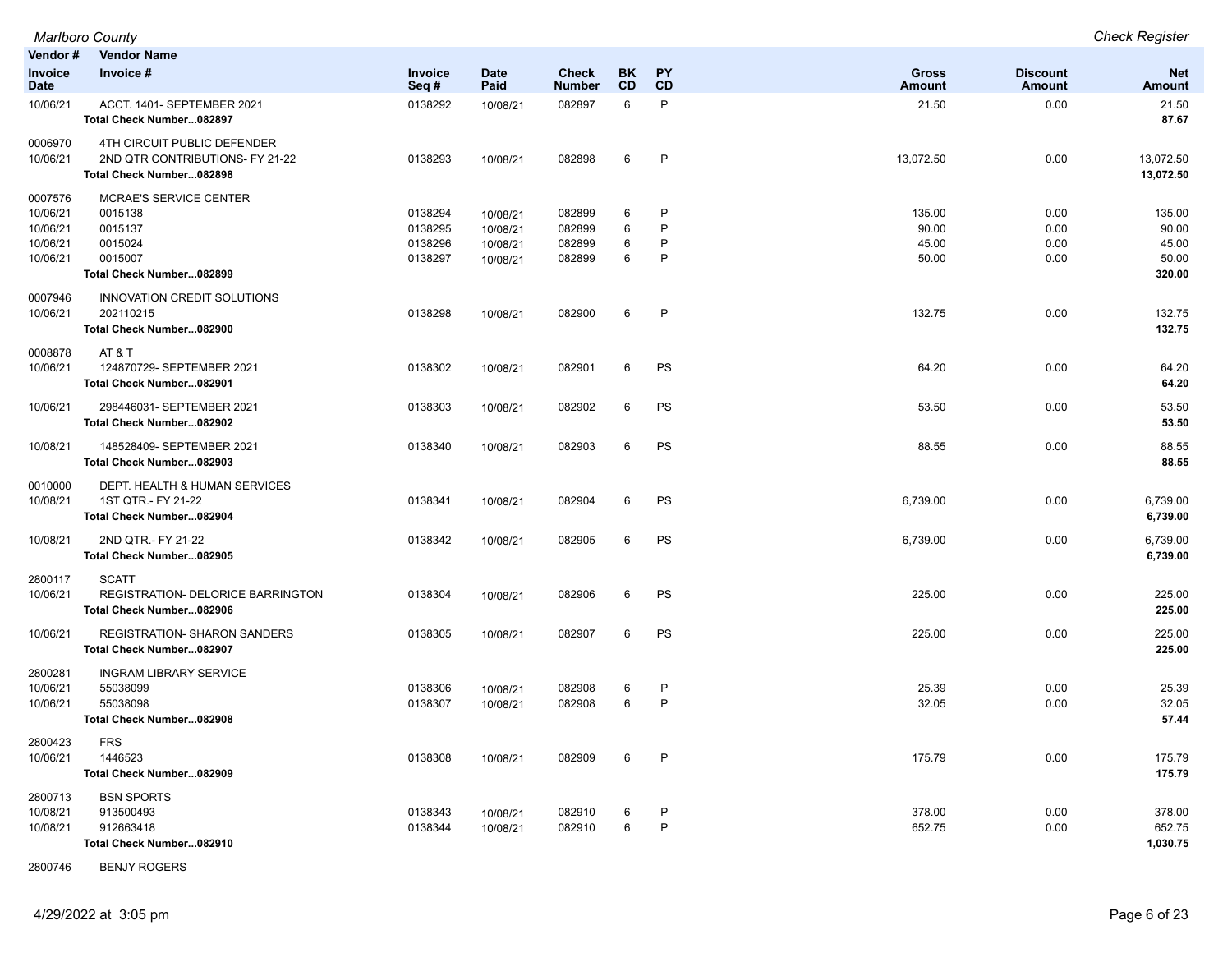| Vendor # | Vendor Name | | | | | | | | |
|---|---|---|---|---|---|---|---|---|---|
| **Invoice Date** | **Invoice #** | **Invoice Seq #** | **Date Paid** | **Check Number** | **BK CD** | **PY CD** | **Gross Amount** | **Discount Amount** | **Net Amount** |
| 10/06/21 | ACCT. 1401- SEPTEMBER 2021 | 0138292 | 10/08/21 | 082897 | 6 | P | 21.50 | 0.00 | 21.50 |
| | **Total Check Number...082897** | | | | | | | | **87.67** |
| 0006970 | 4TH CIRCUIT PUBLIC DEFENDER | | | | | | | | |
| 10/06/21 | 2ND QTR CONTRIBUTIONS- FY 21-22 | 0138293 | 10/08/21 | 082898 | 6 | P | 13,072.50 | 0.00 | 13,072.50 |
| | **Total Check Number...082898** | | | | | | | | **13,072.50** |
| 0007576 | MCRAE'S SERVICE CENTER | | | | | | | | |
| 10/06/21 | 0015138 | 0138294 | 10/08/21 | 082899 | 6 | P | 135.00 | 0.00 | 135.00 |
| 10/06/21 | 0015137 | 0138295 | 10/08/21 | 082899 | 6 | P | 90.00 | 0.00 | 90.00 |
| 10/06/21 | 0015024 | 0138296 | 10/08/21 | 082899 | 6 | P | 45.00 | 0.00 | 45.00 |
| 10/06/21 | 0015007 | 0138297 | 10/08/21 | 082899 | 6 | P | 50.00 | 0.00 | 50.00 |
| | **Total Check Number...082899** | | | | | | | | **320.00** |
| 0007946 | INNOVATION CREDIT SOLUTIONS | | | | | | | | |
| 10/06/21 | 202110215 | 0138298 | 10/08/21 | 082900 | 6 | P | 132.75 | 0.00 | 132.75 |
| | **Total Check Number...082900** | | | | | | | | **132.75** |
| 0008878 | AT & T | | | | | | | | |
| 10/06/21 | 124870729- SEPTEMBER 2021 | 0138302 | 10/08/21 | 082901 | 6 | PS | 64.20 | 0.00 | 64.20 |
| | **Total Check Number...082901** | | | | | | | | **64.20** |
| 10/06/21 | 298446031- SEPTEMBER 2021 | 0138303 | 10/08/21 | 082902 | 6 | PS | 53.50 | 0.00 | 53.50 |
| | **Total Check Number...082902** | | | | | | | | **53.50** |
| 10/08/21 | 148528409- SEPTEMBER 2021 | 0138340 | 10/08/21 | 082903 | 6 | PS | 88.55 | 0.00 | 88.55 |
| | **Total Check Number...082903** | | | | | | | | **88.55** |
| 0010000 | DEPT. HEALTH & HUMAN SERVICES | | | | | | | | |
| 10/08/21 | 1ST QTR.- FY 21-22 | 0138341 | 10/08/21 | 082904 | 6 | PS | 6,739.00 | 0.00 | 6,739.00 |
| | **Total Check Number...082904** | | | | | | | | **6,739.00** |
| 10/08/21 | 2ND QTR.- FY 21-22 | 0138342 | 10/08/21 | 082905 | 6 | PS | 6,739.00 | 0.00 | 6,739.00 |
| | **Total Check Number...082905** | | | | | | | | **6,739.00** |
| 2800117 | SCATT | | | | | | | | |
| 10/06/21 | REGISTRATION- DELORICE BARRINGTON | 0138304 | 10/08/21 | 082906 | 6 | PS | 225.00 | 0.00 | 225.00 |
| | **Total Check Number...082906** | | | | | | | | **225.00** |
| 10/06/21 | REGISTRATION- SHARON SANDERS | 0138305 | 10/08/21 | 082907 | 6 | PS | 225.00 | 0.00 | 225.00 |
| | **Total Check Number...082907** | | | | | | | | **225.00** |
| 2800281 | INGRAM LIBRARY SERVICE | | | | | | | | |
| 10/06/21 | 55038099 | 0138306 | 10/08/21 | 082908 | 6 | P | 25.39 | 0.00 | 25.39 |
| 10/06/21 | 55038098 | 0138307 | 10/08/21 | 082908 | 6 | P | 32.05 | 0.00 | 32.05 |
| | **Total Check Number...082908** | | | | | | | | **57.44** |
| 2800423 | FRS | | | | | | | | |
| 10/06/21 | 1446523 | 0138308 | 10/08/21 | 082909 | 6 | P | 175.79 | 0.00 | 175.79 |
| | **Total Check Number...082909** | | | | | | | | **175.79** |
| 2800713 | BSN SPORTS | | | | | | | | |
| 10/08/21 | 913500493 | 0138343 | 10/08/21 | 082910 | 6 | P | 378.00 | 0.00 | 378.00 |
| 10/08/21 | 912663418 | 0138344 | 10/08/21 | 082910 | 6 | P | 652.75 | 0.00 | 652.75 |
| | **Total Check Number...082910** | | | | | | | | **1,030.75** |
| 2800746 | BENJY ROGERS | | | | | | | | |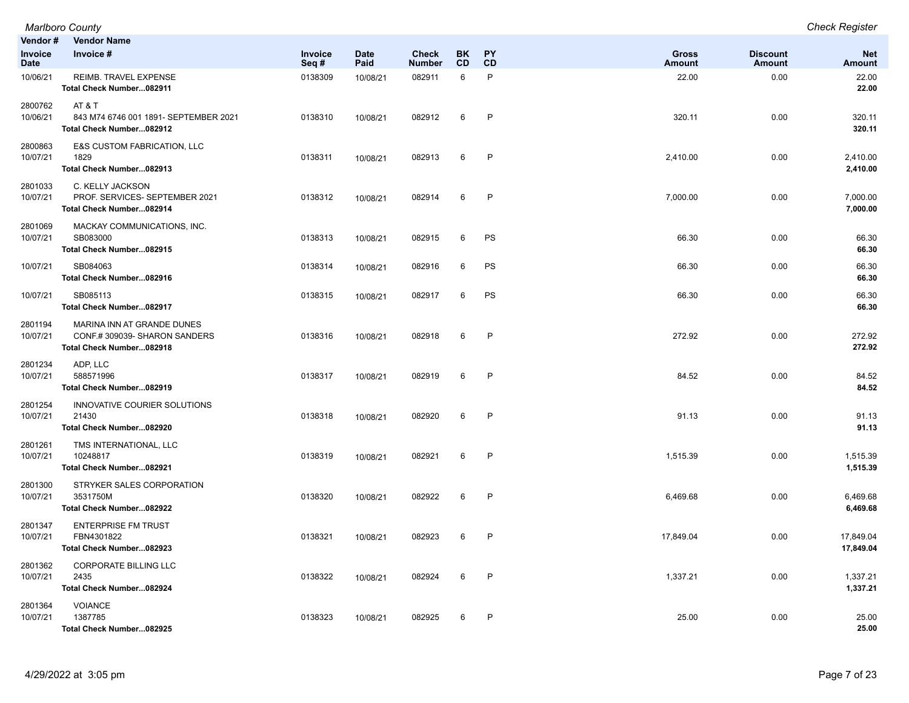| Vendor # / Invoice Date | Vendor Name / Invoice # | Invoice Seq # | Date Paid | Check Number | BK CD | PY CD | Gross Amount | Discount Amount | Net Amount |
|---|---|---|---|---|---|---|---|---|---|
| 10/06/21 | REIMB. TRAVEL EXPENSE | 0138309 | 10/08/21 | 082911 | 6 | P | 22.00 | 0.00 | 22.00 |
| | **Total Check Number...082911** | | | | | | | | **22.00** |
| 2800762 | AT & T | | | | | | | | |
| 10/06/21 | 843 M74 6746 001 1891- SEPTEMBER 2021 | 0138310 | 10/08/21 | 082912 | 6 | P | 320.11 | 0.00 | 320.11 |
| | **Total Check Number...082912** | | | | | | | | **320.11** |
| 2800863 | E&S CUSTOM FABRICATION, LLC | | | | | | | | |
| 10/07/21 | 1829 | 0138311 | 10/08/21 | 082913 | 6 | P | 2,410.00 | 0.00 | 2,410.00 |
| | **Total Check Number...082913** | | | | | | | | **2,410.00** |
| 2801033 | C. KELLY JACKSON | | | | | | | | |
| 10/07/21 | PROF. SERVICES- SEPTEMBER 2021 | 0138312 | 10/08/21 | 082914 | 6 | P | 7,000.00 | 0.00 | 7,000.00 |
| | **Total Check Number...082914** | | | | | | | | **7,000.00** |
| 2801069 | MACKAY COMMUNICATIONS, INC. | | | | | | | | |
| 10/07/21 | SB083000 | 0138313 | 10/08/21 | 082915 | 6 | PS | 66.30 | 0.00 | 66.30 |
| | **Total Check Number...082915** | | | | | | | | **66.30** |
| 10/07/21 | SB084063 | 0138314 | 10/08/21 | 082916 | 6 | PS | 66.30 | 0.00 | 66.30 |
| | **Total Check Number...082916** | | | | | | | | **66.30** |
| 10/07/21 | SB085113 | 0138315 | 10/08/21 | 082917 | 6 | PS | 66.30 | 0.00 | 66.30 |
| | **Total Check Number...082917** | | | | | | | | **66.30** |
| 2801194 | MARINA INN AT GRANDE DUNES | | | | | | | | |
| 10/07/21 | CONF.# 309039- SHARON SANDERS | 0138316 | 10/08/21 | 082918 | 6 | P | 272.92 | 0.00 | 272.92 |
| | **Total Check Number...082918** | | | | | | | | **272.92** |
| 2801234 | ADP, LLC | | | | | | | | |
| 10/07/21 | 588571996 | 0138317 | 10/08/21 | 082919 | 6 | P | 84.52 | 0.00 | 84.52 |
| | **Total Check Number...082919** | | | | | | | | **84.52** |
| 2801254 | INNOVATIVE COURIER SOLUTIONS | | | | | | | | |
| 10/07/21 | 21430 | 0138318 | 10/08/21 | 082920 | 6 | P | 91.13 | 0.00 | 91.13 |
| | **Total Check Number...082920** | | | | | | | | **91.13** |
| 2801261 | TMS INTERNATIONAL, LLC | | | | | | | | |
| 10/07/21 | 10248817 | 0138319 | 10/08/21 | 082921 | 6 | P | 1,515.39 | 0.00 | 1,515.39 |
| | **Total Check Number...082921** | | | | | | | | **1,515.39** |
| 2801300 | STRYKER SALES CORPORATION | | | | | | | | |
| 10/07/21 | 3531750M | 0138320 | 10/08/21 | 082922 | 6 | P | 6,469.68 | 0.00 | 6,469.68 |
| | **Total Check Number...082922** | | | | | | | | **6,469.68** |
| 2801347 | ENTERPRISE FM TRUST | | | | | | | | |
| 10/07/21 | FBN4301822 | 0138321 | 10/08/21 | 082923 | 6 | P | 17,849.04 | 0.00 | 17,849.04 |
| | **Total Check Number...082923** | | | | | | | | **17,849.04** |
| 2801362 | CORPORATE BILLING LLC | | | | | | | | |
| 10/07/21 | 2435 | 0138322 | 10/08/21 | 082924 | 6 | P | 1,337.21 | 0.00 | 1,337.21 |
| | **Total Check Number...082924** | | | | | | | | **1,337.21** |
| 2801364 | VOIANCE | | | | | | | | |
| 10/07/21 | 1387785 | 0138323 | 10/08/21 | 082925 | 6 | P | 25.00 | 0.00 | 25.00 |
| | **Total Check Number...082925** | | | | | | | | **25.00** |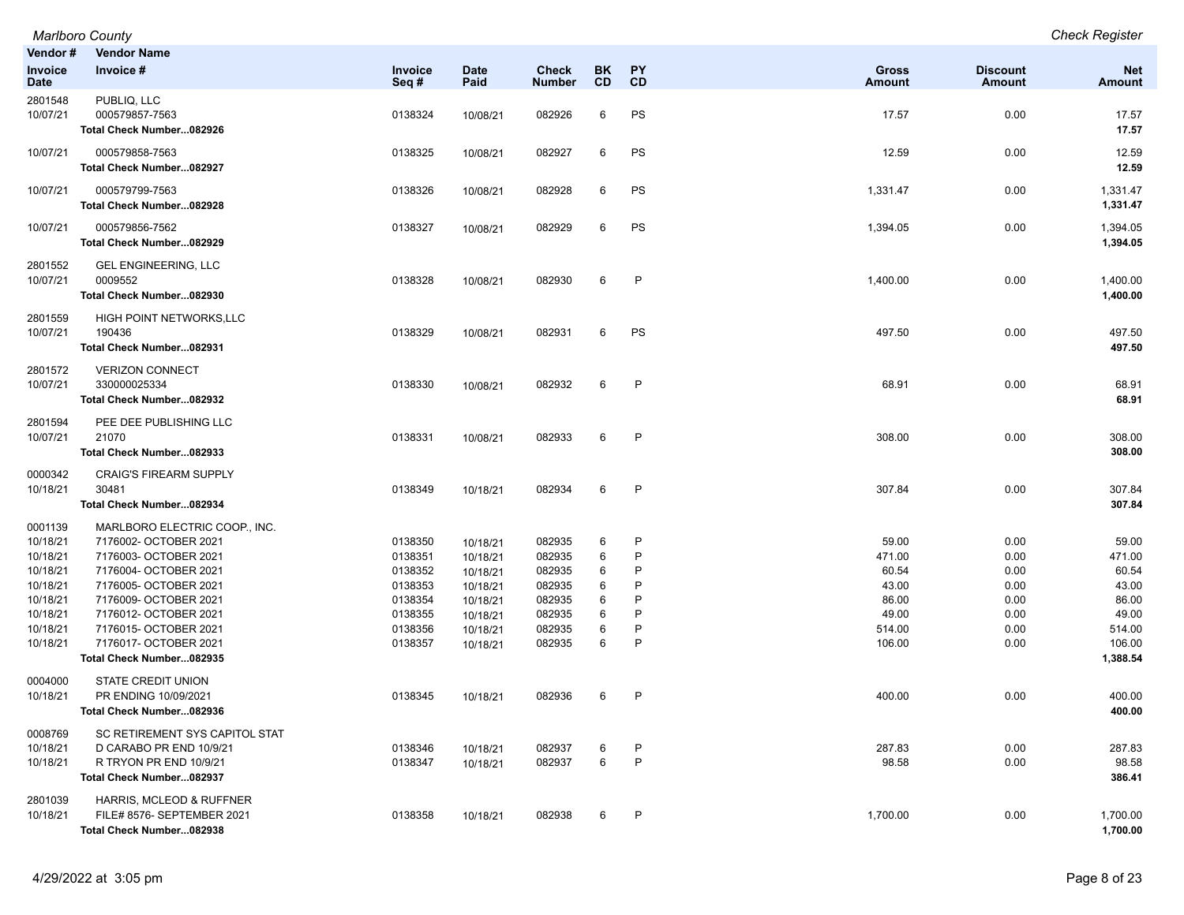| Vendor # Invoice Date | Vendor Name Invoice # | Invoice Seq # | Date Paid | Check Number | BK CD | PY CD | Gross Amount | Discount Amount | Net Amount |
|---|---|---|---|---|---|---|---|---|---|
| 2801548 | PUBLIQ, LLC | | | | | | | | |
| 10/07/21 | 000579857-7563 | 0138324 | 10/08/21 | 082926 | 6 | PS | 17.57 | 0.00 | 17.57 |
| | **Total Check Number...082926** | | | | | | | | **17.57** |
| 10/07/21 | 000579858-7563 | 0138325 | 10/08/21 | 082927 | 6 | PS | 12.59 | 0.00 | 12.59 |
| | **Total Check Number...082927** | | | | | | | | **12.59** |
| 10/07/21 | 000579799-7563 | 0138326 | 10/08/21 | 082928 | 6 | PS | 1,331.47 | 0.00 | 1,331.47 |
| | **Total Check Number...082928** | | | | | | | | **1,331.47** |
| 10/07/21 | 000579856-7562 | 0138327 | 10/08/21 | 082929 | 6 | PS | 1,394.05 | 0.00 | 1,394.05 |
| | **Total Check Number...082929** | | | | | | | | **1,394.05** |
| 2801552 | GEL ENGINEERING, LLC | | | | | | | | |
| 10/07/21 | 0009552 | 0138328 | 10/08/21 | 082930 | 6 | P | 1,400.00 | 0.00 | 1,400.00 |
| | **Total Check Number...082930** | | | | | | | | **1,400.00** |
| 2801559 | HIGH POINT NETWORKS,LLC | | | | | | | | |
| 10/07/21 | 190436 | 0138329 | 10/08/21 | 082931 | 6 | PS | 497.50 | 0.00 | 497.50 |
| | **Total Check Number...082931** | | | | | | | | **497.50** |
| 2801572 | VERIZON CONNECT | | | | | | | | |
| 10/07/21 | 330000025334 | 0138330 | 10/08/21 | 082932 | 6 | P | 68.91 | 0.00 | 68.91 |
| | **Total Check Number...082932** | | | | | | | | **68.91** |
| 2801594 | PEE DEE PUBLISHING LLC | | | | | | | | |
| 10/07/21 | 21070 | 0138331 | 10/08/21 | 082933 | 6 | P | 308.00 | 0.00 | 308.00 |
| | **Total Check Number...082933** | | | | | | | | **308.00** |
| 0000342 | CRAIG'S FIREARM SUPPLY | | | | | | | | |
| 10/18/21 | 30481 | 0138349 | 10/18/21 | 082934 | 6 | P | 307.84 | 0.00 | 307.84 |
| | **Total Check Number...082934** | | | | | | | | **307.84** |
| 0001139 | MARLBORO ELECTRIC COOP., INC. | | | | | | | | |
| 10/18/21 | 7176002- OCTOBER 2021 | 0138350 | 10/18/21 | 082935 | 6 | P | 59.00 | 0.00 | 59.00 |
| 10/18/21 | 7176003- OCTOBER 2021 | 0138351 | 10/18/21 | 082935 | 6 | P | 471.00 | 0.00 | 471.00 |
| 10/18/21 | 7176004- OCTOBER 2021 | 0138352 | 10/18/21 | 082935 | 6 | P | 60.54 | 0.00 | 60.54 |
| 10/18/21 | 7176005- OCTOBER 2021 | 0138353 | 10/18/21 | 082935 | 6 | P | 43.00 | 0.00 | 43.00 |
| 10/18/21 | 7176009- OCTOBER 2021 | 0138354 | 10/18/21 | 082935 | 6 | P | 86.00 | 0.00 | 86.00 |
| 10/18/21 | 7176012- OCTOBER 2021 | 0138355 | 10/18/21 | 082935 | 6 | P | 49.00 | 0.00 | 49.00 |
| 10/18/21 | 7176015- OCTOBER 2021 | 0138356 | 10/18/21 | 082935 | 6 | P | 514.00 | 0.00 | 514.00 |
| 10/18/21 | 7176017- OCTOBER 2021 | 0138357 | 10/18/21 | 082935 | 6 | P | 106.00 | 0.00 | 106.00 |
| | **Total Check Number...082935** | | | | | | | | **1,388.54** |
| 0004000 | STATE CREDIT UNION | | | | | | | | |
| 10/18/21 | PR ENDING 10/09/2021 | 0138345 | 10/18/21 | 082936 | 6 | P | 400.00 | 0.00 | 400.00 |
| | **Total Check Number...082936** | | | | | | | | **400.00** |
| 0008769 | SC RETIREMENT SYS CAPITOL STAT | | | | | | | | |
| 10/18/21 | D CARABO PR END 10/9/21 | 0138346 | 10/18/21 | 082937 | 6 | P | 287.83 | 0.00 | 287.83 |
| 10/18/21 | R TRYON PR END 10/9/21 | 0138347 | 10/18/21 | 082937 | 6 | P | 98.58 | 0.00 | 98.58 |
| | **Total Check Number...082937** | | | | | | | | **386.41** |
| 2801039 | HARRIS, MCLEOD & RUFFNER | | | | | | | | |
| 10/18/21 | FILE# 8576- SEPTEMBER 2021 | 0138358 | 10/18/21 | 082938 | 6 | P | 1,700.00 | 0.00 | 1,700.00 |
| | **Total Check Number...082938** | | | | | | | | **1,700.00** |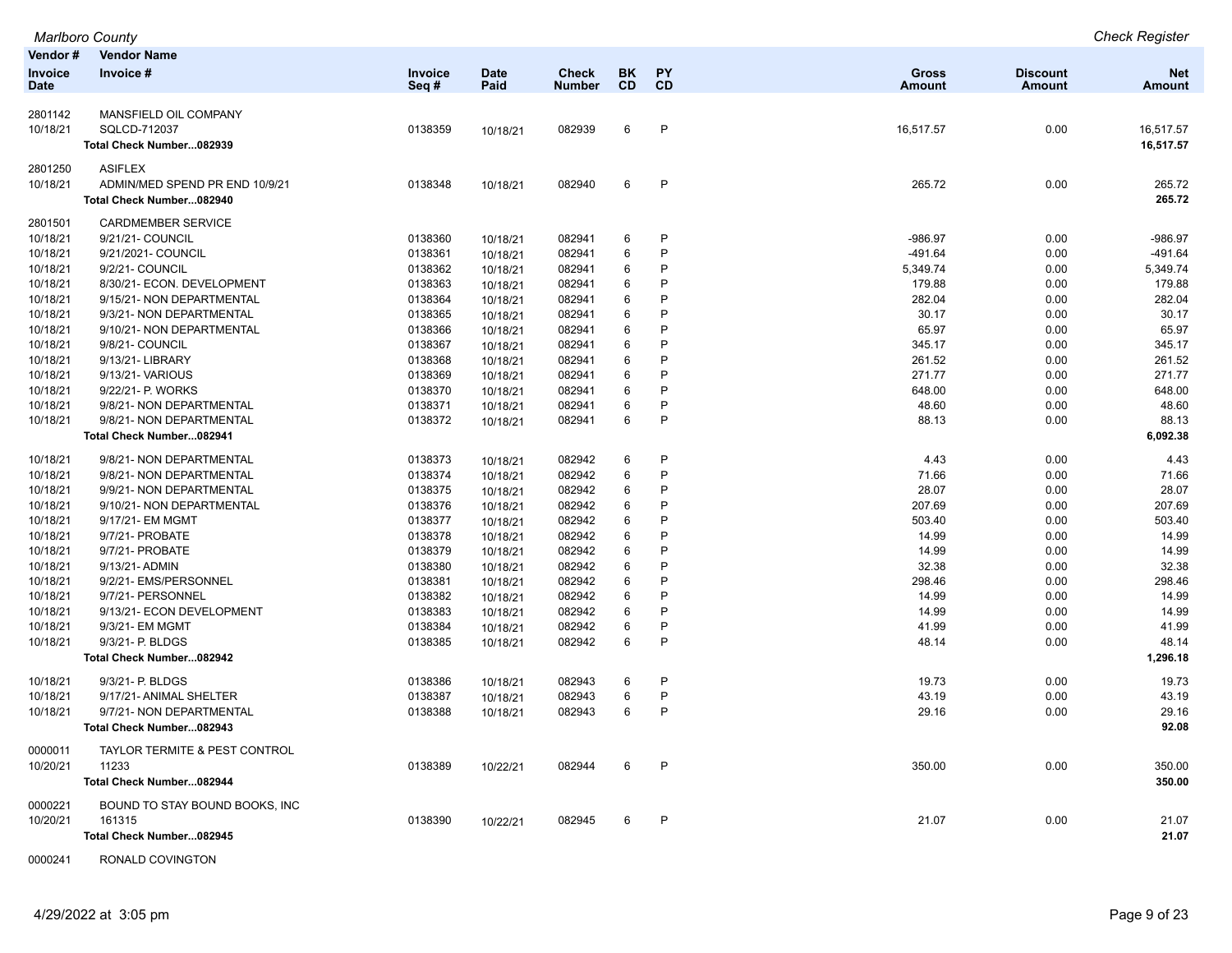| Vendor # / Invoice Date | Vendor Name / Invoice # | Invoice Seq # | Date Paid | Check Number | BK CD | PY CD | Gross Amount | Discount Amount | Net Amount |
|---|---|---|---|---|---|---|---|---|---|
| 2801142 | MANSFIELD OIL COMPANY | | | | | | | | |
| 10/18/21 | SQLCD-712037 | 0138359 | 10/18/21 | 082939 | 6 | P | 16,517.57 | 0.00 | 16,517.57 |
| | **Total Check Number...082939** | | | | | | | | **16,517.57** |
| 2801250 | ASIFLEX | | | | | | | | |
| 10/18/21 | ADMIN/MED SPEND PR END 10/9/21 | 0138348 | 10/18/21 | 082940 | 6 | P | 265.72 | 0.00 | 265.72 |
| | **Total Check Number...082940** | | | | | | | | **265.72** |
| 2801501 | CARDMEMBER SERVICE | | | | | | | | |
| 10/18/21 | 9/21/21- COUNCIL | 0138360 | 10/18/21 | 082941 | 6 | P | -986.97 | 0.00 | -986.97 |
| 10/18/21 | 9/21/2021- COUNCIL | 0138361 | 10/18/21 | 082941 | 6 | P | -491.64 | 0.00 | -491.64 |
| 10/18/21 | 9/2/21- COUNCIL | 0138362 | 10/18/21 | 082941 | 6 | P | 5,349.74 | 0.00 | 5,349.74 |
| 10/18/21 | 8/30/21- ECON. DEVELOPMENT | 0138363 | 10/18/21 | 082941 | 6 | P | 179.88 | 0.00 | 179.88 |
| 10/18/21 | 9/15/21- NON DEPARTMENTAL | 0138364 | 10/18/21 | 082941 | 6 | P | 282.04 | 0.00 | 282.04 |
| 10/18/21 | 9/3/21- NON DEPARTMENTAL | 0138365 | 10/18/21 | 082941 | 6 | P | 30.17 | 0.00 | 30.17 |
| 10/18/21 | 9/10/21- NON DEPARTMENTAL | 0138366 | 10/18/21 | 082941 | 6 | P | 65.97 | 0.00 | 65.97 |
| 10/18/21 | 9/8/21- COUNCIL | 0138367 | 10/18/21 | 082941 | 6 | P | 345.17 | 0.00 | 345.17 |
| 10/18/21 | 9/13/21- LIBRARY | 0138368 | 10/18/21 | 082941 | 6 | P | 261.52 | 0.00 | 261.52 |
| 10/18/21 | 9/13/21- VARIOUS | 0138369 | 10/18/21 | 082941 | 6 | P | 271.77 | 0.00 | 271.77 |
| 10/18/21 | 9/22/21- P. WORKS | 0138370 | 10/18/21 | 082941 | 6 | P | 648.00 | 0.00 | 648.00 |
| 10/18/21 | 9/8/21- NON DEPARTMENTAL | 0138371 | 10/18/21 | 082941 | 6 | P | 48.60 | 0.00 | 48.60 |
| 10/18/21 | 9/8/21- NON DEPARTMENTAL | 0138372 | 10/18/21 | 082941 | 6 | P | 88.13 | 0.00 | 88.13 |
| | **Total Check Number...082941** | | | | | | | | **6,092.38** |
| 10/18/21 | 9/8/21- NON DEPARTMENTAL | 0138373 | 10/18/21 | 082942 | 6 | P | 4.43 | 0.00 | 4.43 |
| 10/18/21 | 9/8/21- NON DEPARTMENTAL | 0138374 | 10/18/21 | 082942 | 6 | P | 71.66 | 0.00 | 71.66 |
| 10/18/21 | 9/9/21- NON DEPARTMENTAL | 0138375 | 10/18/21 | 082942 | 6 | P | 28.07 | 0.00 | 28.07 |
| 10/18/21 | 9/10/21- NON DEPARTMENTAL | 0138376 | 10/18/21 | 082942 | 6 | P | 207.69 | 0.00 | 207.69 |
| 10/18/21 | 9/17/21- EM MGMT | 0138377 | 10/18/21 | 082942 | 6 | P | 503.40 | 0.00 | 503.40 |
| 10/18/21 | 9/7/21- PROBATE | 0138378 | 10/18/21 | 082942 | 6 | P | 14.99 | 0.00 | 14.99 |
| 10/18/21 | 9/7/21- PROBATE | 0138379 | 10/18/21 | 082942 | 6 | P | 14.99 | 0.00 | 14.99 |
| 10/18/21 | 9/13/21- ADMIN | 0138380 | 10/18/21 | 082942 | 6 | P | 32.38 | 0.00 | 32.38 |
| 10/18/21 | 9/2/21- EMS/PERSONNEL | 0138381 | 10/18/21 | 082942 | 6 | P | 298.46 | 0.00 | 298.46 |
| 10/18/21 | 9/7/21- PERSONNEL | 0138382 | 10/18/21 | 082942 | 6 | P | 14.99 | 0.00 | 14.99 |
| 10/18/21 | 9/13/21- ECON DEVELOPMENT | 0138383 | 10/18/21 | 082942 | 6 | P | 14.99 | 0.00 | 14.99 |
| 10/18/21 | 9/3/21- EM MGMT | 0138384 | 10/18/21 | 082942 | 6 | P | 41.99 | 0.00 | 41.99 |
| 10/18/21 | 9/3/21- P. BLDGS | 0138385 | 10/18/21 | 082942 | 6 | P | 48.14 | 0.00 | 48.14 |
| | **Total Check Number...082942** | | | | | | | | **1,296.18** |
| 10/18/21 | 9/3/21- P. BLDGS | 0138386 | 10/18/21 | 082943 | 6 | P | 19.73 | 0.00 | 19.73 |
| 10/18/21 | 9/17/21- ANIMAL SHELTER | 0138387 | 10/18/21 | 082943 | 6 | P | 43.19 | 0.00 | 43.19 |
| 10/18/21 | 9/7/21- NON DEPARTMENTAL | 0138388 | 10/18/21 | 082943 | 6 | P | 29.16 | 0.00 | 29.16 |
| | **Total Check Number...082943** | | | | | | | | **92.08** |
| 0000011 | TAYLOR TERMITE & PEST CONTROL | | | | | | | | |
| 10/20/21 | 11233 | 0138389 | 10/22/21 | 082944 | 6 | P | 350.00 | 0.00 | 350.00 |
| | **Total Check Number...082944** | | | | | | | | **350.00** |
| 0000221 | BOUND TO STAY BOUND BOOKS, INC | | | | | | | | |
| 10/20/21 | 161315 | 0138390 | 10/22/21 | 082945 | 6 | P | 21.07 | 0.00 | 21.07 |
| | **Total Check Number...082945** | | | | | | | | **21.07** |
| 0000241 | RONALD COVINGTON | | | | | | | | |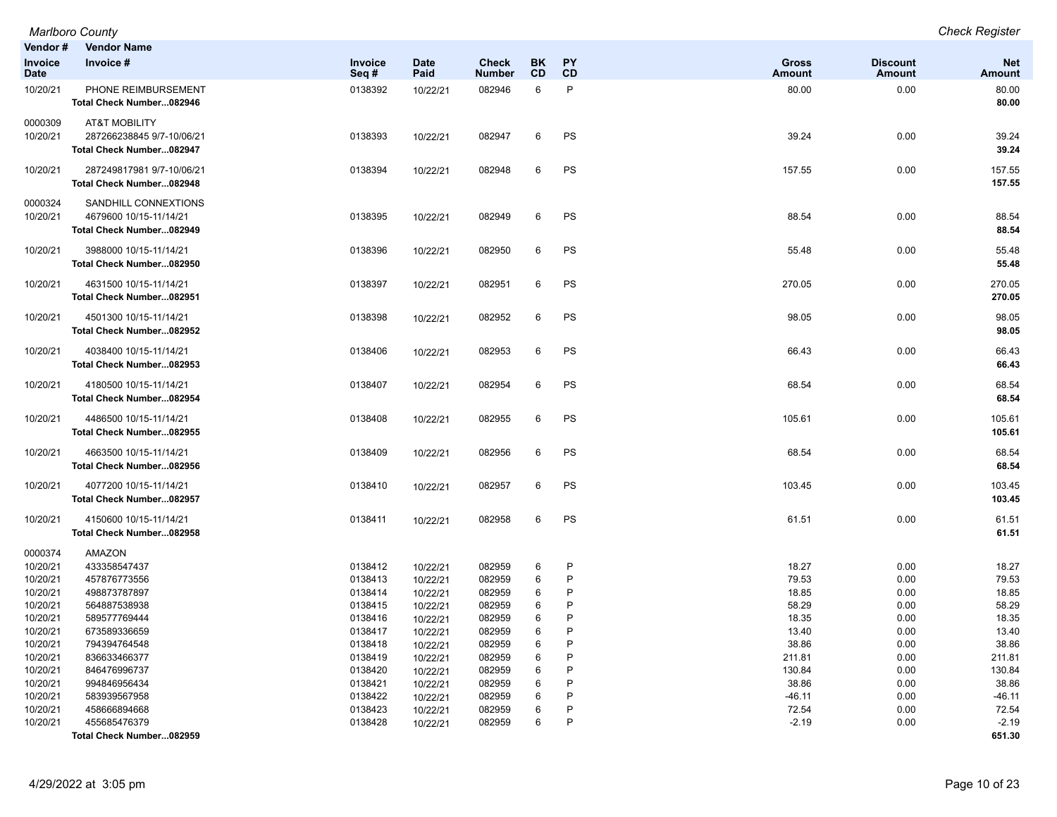*Marlboro County* — *Check Register*

| Vendor # / Invoice Date | Vendor Name / Invoice # | Invoice Seq # | Date Paid | Check Number | BK CD | PY CD | Gross Amount | Discount Amount | Net Amount |
|---|---|---|---|---|---|---|---|---|---|
| 10/20/21 | PHONE REIMBURSEMENT | 0138392 | 10/22/21 | 082946 | 6 | P | 80.00 | 0.00 | 80.00 |
| | **Total Check Number...082946** | | | | | | | | **80.00** |
| 0000309 | AT&T MOBILITY | | | | | | | | |
| 10/20/21 | 287266238845 9/7-10/06/21 | 0138393 | 10/22/21 | 082947 | 6 | PS | 39.24 | 0.00 | 39.24 |
| | **Total Check Number...082947** | | | | | | | | **39.24** |
| 10/20/21 | 287249817981 9/7-10/06/21 | 0138394 | 10/22/21 | 082948 | 6 | PS | 157.55 | 0.00 | 157.55 |
| | **Total Check Number...082948** | | | | | | | | **157.55** |
| 0000324 | SANDHILL CONNEXTIONS | | | | | | | | |
| 10/20/21 | 4679600 10/15-11/14/21 | 0138395 | 10/22/21 | 082949 | 6 | PS | 88.54 | 0.00 | 88.54 |
| | **Total Check Number...082949** | | | | | | | | **88.54** |
| 10/20/21 | 3988000 10/15-11/14/21 | 0138396 | 10/22/21 | 082950 | 6 | PS | 55.48 | 0.00 | 55.48 |
| | **Total Check Number...082950** | | | | | | | | **55.48** |
| 10/20/21 | 4631500 10/15-11/14/21 | 0138397 | 10/22/21 | 082951 | 6 | PS | 270.05 | 0.00 | 270.05 |
| | **Total Check Number...082951** | | | | | | | | **270.05** |
| 10/20/21 | 4501300 10/15-11/14/21 | 0138398 | 10/22/21 | 082952 | 6 | PS | 98.05 | 0.00 | 98.05 |
| | **Total Check Number...082952** | | | | | | | | **98.05** |
| 10/20/21 | 4038400 10/15-11/14/21 | 0138406 | 10/22/21 | 082953 | 6 | PS | 66.43 | 0.00 | 66.43 |
| | **Total Check Number...082953** | | | | | | | | **66.43** |
| 10/20/21 | 4180500 10/15-11/14/21 | 0138407 | 10/22/21 | 082954 | 6 | PS | 68.54 | 0.00 | 68.54 |
| | **Total Check Number...082954** | | | | | | | | **68.54** |
| 10/20/21 | 4486500 10/15-11/14/21 | 0138408 | 10/22/21 | 082955 | 6 | PS | 105.61 | 0.00 | 105.61 |
| | **Total Check Number...082955** | | | | | | | | **105.61** |
| 10/20/21 | 4663500 10/15-11/14/21 | 0138409 | 10/22/21 | 082956 | 6 | PS | 68.54 | 0.00 | 68.54 |
| | **Total Check Number...082956** | | | | | | | | **68.54** |
| 10/20/21 | 4077200 10/15-11/14/21 | 0138410 | 10/22/21 | 082957 | 6 | PS | 103.45 | 0.00 | 103.45 |
| | **Total Check Number...082957** | | | | | | | | **103.45** |
| 10/20/21 | 4150600 10/15-11/14/21 | 0138411 | 10/22/21 | 082958 | 6 | PS | 61.51 | 0.00 | 61.51 |
| | **Total Check Number...082958** | | | | | | | | **61.51** |
| 0000374 | AMAZON | | | | | | | | |
| 10/20/21 | 433358547437 | 0138412 | 10/22/21 | 082959 | 6 | P | 18.27 | 0.00 | 18.27 |
| 10/20/21 | 457876773556 | 0138413 | 10/22/21 | 082959 | 6 | P | 79.53 | 0.00 | 79.53 |
| 10/20/21 | 498873787897 | 0138414 | 10/22/21 | 082959 | 6 | P | 18.85 | 0.00 | 18.85 |
| 10/20/21 | 564887538938 | 0138415 | 10/22/21 | 082959 | 6 | P | 58.29 | 0.00 | 58.29 |
| 10/20/21 | 589577769444 | 0138416 | 10/22/21 | 082959 | 6 | P | 18.35 | 0.00 | 18.35 |
| 10/20/21 | 673589336659 | 0138417 | 10/22/21 | 082959 | 6 | P | 13.40 | 0.00 | 13.40 |
| 10/20/21 | 794394764548 | 0138418 | 10/22/21 | 082959 | 6 | P | 38.86 | 0.00 | 38.86 |
| 10/20/21 | 836633466377 | 0138419 | 10/22/21 | 082959 | 6 | P | 211.81 | 0.00 | 211.81 |
| 10/20/21 | 846476996737 | 0138420 | 10/22/21 | 082959 | 6 | P | 130.84 | 0.00 | 130.84 |
| 10/20/21 | 994846956434 | 0138421 | 10/22/21 | 082959 | 6 | P | 38.86 | 0.00 | 38.86 |
| 10/20/21 | 583939567958 | 0138422 | 10/22/21 | 082959 | 6 | P | -46.11 | 0.00 | -46.11 |
| 10/20/21 | 458666894668 | 0138423 | 10/22/21 | 082959 | 6 | P | 72.54 | 0.00 | 72.54 |
| 10/20/21 | 455685476379 | 0138428 | 10/22/21 | 082959 | 6 | P | -2.19 | 0.00 | -2.19 |
| | **Total Check Number...082959** | | | | | | | | **651.30** |

4/29/2022 at 3:05 pm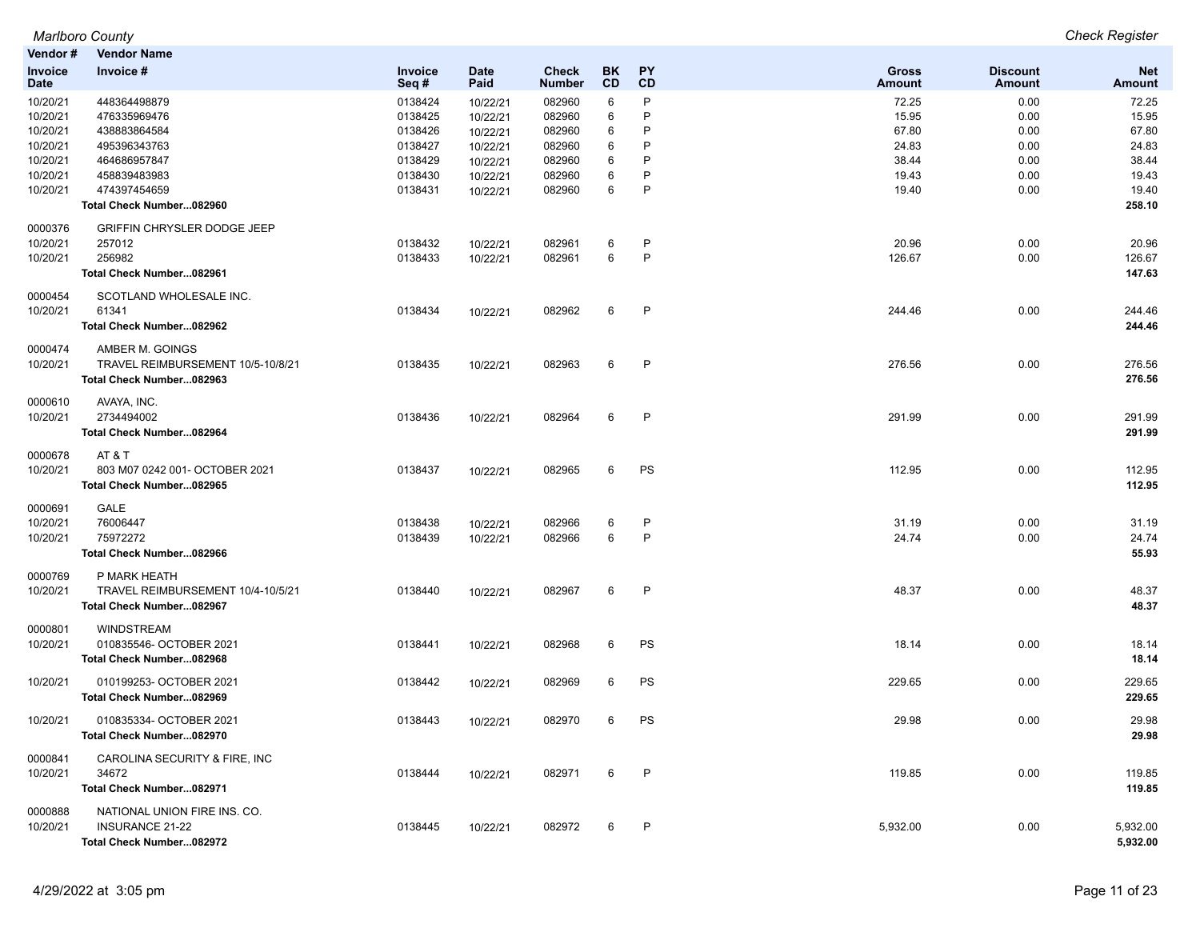| Vendor # | Vendor Name | | | | | | | | |
|---|---|---|---|---|---|---|---|---|---|
| Invoice Date | Invoice # | Invoice Seq # | Date Paid | Check Number | BK CD | PY CD | Gross Amount | Discount Amount | Net Amount |
| 10/20/21 | 448364498879 | 0138424 | 10/22/21 | 082960 | 6 | P | 72.25 | 0.00 | 72.25 |
| 10/20/21 | 476335969476 | 0138425 | 10/22/21 | 082960 | 6 | P | 15.95 | 0.00 | 15.95 |
| 10/20/21 | 438883864584 | 0138426 | 10/22/21 | 082960 | 6 | P | 67.80 | 0.00 | 67.80 |
| 10/20/21 | 495396343763 | 0138427 | 10/22/21 | 082960 | 6 | P | 24.83 | 0.00 | 24.83 |
| 10/20/21 | 464686957847 | 0138429 | 10/22/21 | 082960 | 6 | P | 38.44 | 0.00 | 38.44 |
| 10/20/21 | 458839483983 | 0138430 | 10/22/21 | 082960 | 6 | P | 19.43 | 0.00 | 19.43 |
| 10/20/21 | 474397454659 | 0138431 | 10/22/21 | 082960 | 6 | P | 19.40 | 0.00 | 19.40 |
| | **Total Check Number...082960** | | | | | | | | **258.10** |
| 0000376 | GRIFFIN CHRYSLER DODGE JEEP | | | | | | | | |
| 10/20/21 | 257012 | 0138432 | 10/22/21 | 082961 | 6 | P | 20.96 | 0.00 | 20.96 |
| 10/20/21 | 256982 | 0138433 | 10/22/21 | 082961 | 6 | P | 126.67 | 0.00 | 126.67 |
| | **Total Check Number...082961** | | | | | | | | **147.63** |
| 0000454 | SCOTLAND WHOLESALE INC. | | | | | | | | |
| 10/20/21 | 61341 | 0138434 | 10/22/21 | 082962 | 6 | P | 244.46 | 0.00 | 244.46 |
| | **Total Check Number...082962** | | | | | | | | **244.46** |
| 0000474 | AMBER M. GOINGS | | | | | | | | |
| 10/20/21 | TRAVEL REIMBURSEMENT 10/5-10/8/21 | 0138435 | 10/22/21 | 082963 | 6 | P | 276.56 | 0.00 | 276.56 |
| | **Total Check Number...082963** | | | | | | | | **276.56** |
| 0000610 | AVAYA, INC. | | | | | | | | |
| 10/20/21 | 2734494002 | 0138436 | 10/22/21 | 082964 | 6 | P | 291.99 | 0.00 | 291.99 |
| | **Total Check Number...082964** | | | | | | | | **291.99** |
| 0000678 | AT & T | | | | | | | | |
| 10/20/21 | 803 M07 0242 001- OCTOBER 2021 | 0138437 | 10/22/21 | 082965 | 6 | PS | 112.95 | 0.00 | 112.95 |
| | **Total Check Number...082965** | | | | | | | | **112.95** |
| 0000691 | GALE | | | | | | | | |
| 10/20/21 | 76006447 | 0138438 | 10/22/21 | 082966 | 6 | P | 31.19 | 0.00 | 31.19 |
| 10/20/21 | 75972272 | 0138439 | 10/22/21 | 082966 | 6 | P | 24.74 | 0.00 | 24.74 |
| | **Total Check Number...082966** | | | | | | | | **55.93** |
| 0000769 | P MARK HEATH | | | | | | | | |
| 10/20/21 | TRAVEL REIMBURSEMENT 10/4-10/5/21 | 0138440 | 10/22/21 | 082967 | 6 | P | 48.37 | 0.00 | 48.37 |
| | **Total Check Number...082967** | | | | | | | | **48.37** |
| 0000801 | WINDSTREAM | | | | | | | | |
| 10/20/21 | 010835546- OCTOBER 2021 | 0138441 | 10/22/21 | 082968 | 6 | PS | 18.14 | 0.00 | 18.14 |
| | **Total Check Number...082968** | | | | | | | | **18.14** |
| 10/20/21 | 010199253- OCTOBER 2021 | 0138442 | 10/22/21 | 082969 | 6 | PS | 229.65 | 0.00 | 229.65 |
| | **Total Check Number...082969** | | | | | | | | **229.65** |
| 10/20/21 | 010835334- OCTOBER 2021 | 0138443 | 10/22/21 | 082970 | 6 | PS | 29.98 | 0.00 | 29.98 |
| | **Total Check Number...082970** | | | | | | | | **29.98** |
| 0000841 | CAROLINA SECURITY & FIRE, INC | | | | | | | | |
| 10/20/21 | 34672 | 0138444 | 10/22/21 | 082971 | 6 | P | 119.85 | 0.00 | 119.85 |
| | **Total Check Number...082971** | | | | | | | | **119.85** |
| 0000888 | NATIONAL UNION FIRE INS. CO. | | | | | | | | |
| 10/20/21 | INSURANCE 21-22 | 0138445 | 10/22/21 | 082972 | 6 | P | 5,932.00 | 0.00 | 5,932.00 |
| | **Total Check Number...082972** | | | | | | | | **5,932.00** |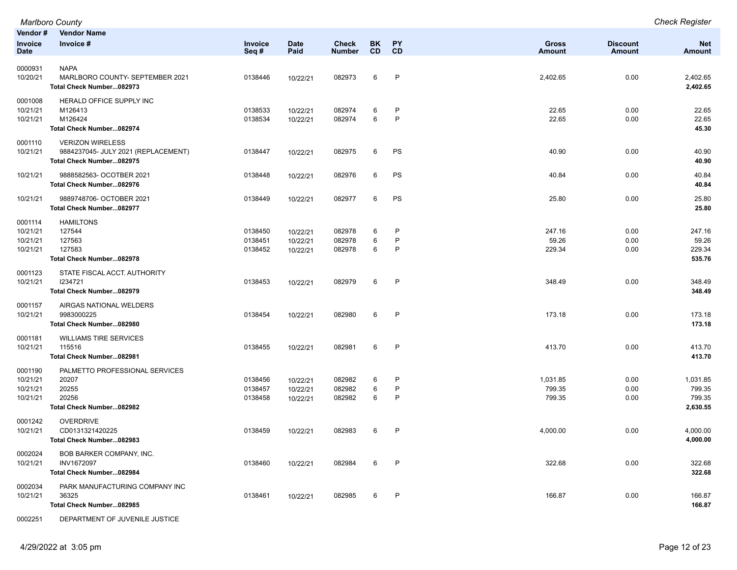| Vendor # / Invoice Date | Vendor Name / Invoice # | Invoice Seq # | Date Paid | Check Number | BK CD | PY CD | Gross Amount | Discount Amount | Net Amount |
|---|---|---|---|---|---|---|---|---|---|
| 0000931 | NAPA | | | | | | | | |
| 10/20/21 | MARLBORO COUNTY- SEPTEMBER 2021 | 0138446 | 10/22/21 | 082973 | 6 | P | 2,402.65 | 0.00 | 2,402.65 |
| | **Total Check Number...082973** | | | | | | | | **2,402.65** |
| 0001008 | HERALD OFFICE SUPPLY INC | | | | | | | | |
| 10/21/21 | M126413 | 0138533 | 10/22/21 | 082974 | 6 | P | 22.65 | 0.00 | 22.65 |
| 10/21/21 | M126424 | 0138534 | 10/22/21 | 082974 | 6 | P | 22.65 | 0.00 | 22.65 |
| | **Total Check Number...082974** | | | | | | | | **45.30** |
| 0001110 | VERIZON WIRELESS | | | | | | | | |
| 10/21/21 | 9884237045- JULY 2021 (REPLACEMENT) | 0138447 | 10/22/21 | 082975 | 6 | PS | 40.90 | 0.00 | 40.90 |
| | **Total Check Number...082975** | | | | | | | | **40.90** |
| 10/21/21 | 9888582563- OCOTBER 2021 | 0138448 | 10/22/21 | 082976 | 6 | PS | 40.84 | 0.00 | 40.84 |
| | **Total Check Number...082976** | | | | | | | | **40.84** |
| 10/21/21 | 9889748706- OCTOBER 2021 | 0138449 | 10/22/21 | 082977 | 6 | PS | 25.80 | 0.00 | 25.80 |
| | **Total Check Number...082977** | | | | | | | | **25.80** |
| 0001114 | HAMILTONS | | | | | | | | |
| 10/21/21 | 127544 | 0138450 | 10/22/21 | 082978 | 6 | P | 247.16 | 0.00 | 247.16 |
| 10/21/21 | 127563 | 0138451 | 10/22/21 | 082978 | 6 | P | 59.26 | 0.00 | 59.26 |
| 10/21/21 | 127583 | 0138452 | 10/22/21 | 082978 | 6 | P | 229.34 | 0.00 | 229.34 |
| | **Total Check Number...082978** | | | | | | | | **535.76** |
| 0001123 | STATE FISCAL ACCT. AUTHORITY | | | | | | | | |
| 10/21/21 | I234721 | 0138453 | 10/22/21 | 082979 | 6 | P | 348.49 | 0.00 | 348.49 |
| | **Total Check Number...082979** | | | | | | | | **348.49** |
| 0001157 | AIRGAS NATIONAL WELDERS | | | | | | | | |
| 10/21/21 | 9983000225 | 0138454 | 10/22/21 | 082980 | 6 | P | 173.18 | 0.00 | 173.18 |
| | **Total Check Number...082980** | | | | | | | | **173.18** |
| 0001181 | WILLIAMS TIRE SERVICES | | | | | | | | |
| 10/21/21 | 115516 | 0138455 | 10/22/21 | 082981 | 6 | P | 413.70 | 0.00 | 413.70 |
| | **Total Check Number...082981** | | | | | | | | **413.70** |
| 0001190 | PALMETTO PROFESSIONAL SERVICES | | | | | | | | |
| 10/21/21 | 20207 | 0138456 | 10/22/21 | 082982 | 6 | P | 1,031.85 | 0.00 | 1,031.85 |
| 10/21/21 | 20255 | 0138457 | 10/22/21 | 082982 | 6 | P | 799.35 | 0.00 | 799.35 |
| 10/21/21 | 20256 | 0138458 | 10/22/21 | 082982 | 6 | P | 799.35 | 0.00 | 799.35 |
| | **Total Check Number...082982** | | | | | | | | **2,630.55** |
| 0001242 | OVERDRIVE | | | | | | | | |
| 10/21/21 | CD0131321420225 | 0138459 | 10/22/21 | 082983 | 6 | P | 4,000.00 | 0.00 | 4,000.00 |
| | **Total Check Number...082983** | | | | | | | | **4,000.00** |
| 0002024 | BOB BARKER COMPANY, INC. | | | | | | | | |
| 10/21/21 | INV1672097 | 0138460 | 10/22/21 | 082984 | 6 | P | 322.68 | 0.00 | 322.68 |
| | **Total Check Number...082984** | | | | | | | | **322.68** |
| 0002034 | PARK MANUFACTURING COMPANY INC | | | | | | | | |
| 10/21/21 | 36325 | 0138461 | 10/22/21 | 082985 | 6 | P | 166.87 | 0.00 | 166.87 |
| | **Total Check Number...082985** | | | | | | | | **166.87** |
| 0002251 | DEPARTMENT OF JUVENILE JUSTICE | | | | | | | | |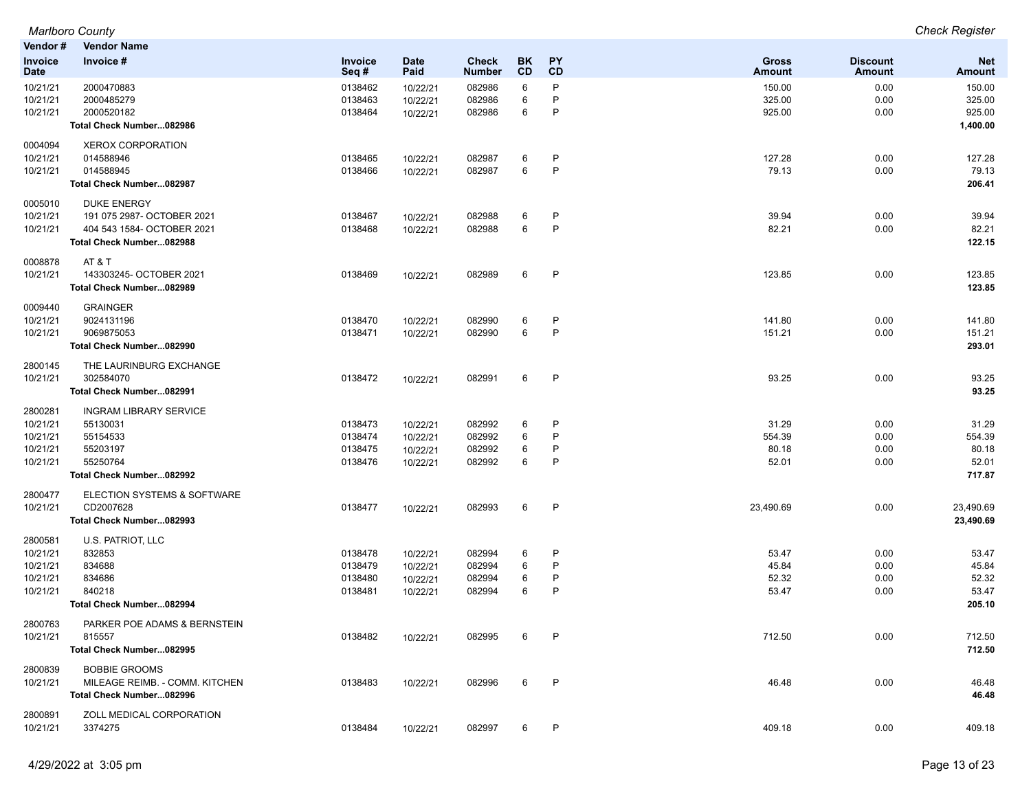| Vendor # / Invoice Date | Vendor Name / Invoice # | Invoice Seq # | Date Paid | Check Number | BK CD | PY CD | Gross Amount | Discount Amount | Net Amount |
|---|---|---|---|---|---|---|---|---|---|
| 10/21/21 | 2000470883 | 0138462 | 10/22/21 | 082986 | 6 | P | 150.00 | 0.00 | 150.00 |
| 10/21/21 | 2000485279 | 0138463 | 10/22/21 | 082986 | 6 | P | 325.00 | 0.00 | 325.00 |
| 10/21/21 | 2000520182 | 0138464 | 10/22/21 | 082986 | 6 | P | 925.00 | 0.00 | 925.00 |
| | **Total Check Number...082986** | | | | | | | | **1,400.00** |
| 0004094 | XEROX CORPORATION | | | | | | | | |
| 10/21/21 | 014588946 | 0138465 | 10/22/21 | 082987 | 6 | P | 127.28 | 0.00 | 127.28 |
| 10/21/21 | 014588945 | 0138466 | 10/22/21 | 082987 | 6 | P | 79.13 | 0.00 | 79.13 |
| | **Total Check Number...082987** | | | | | | | | **206.41** |
| 0005010 | DUKE ENERGY | | | | | | | | |
| 10/21/21 | 191 075 2987- OCTOBER 2021 | 0138467 | 10/22/21 | 082988 | 6 | P | 39.94 | 0.00 | 39.94 |
| 10/21/21 | 404 543 1584- OCTOBER 2021 | 0138468 | 10/22/21 | 082988 | 6 | P | 82.21 | 0.00 | 82.21 |
| | **Total Check Number...082988** | | | | | | | | **122.15** |
| 0008878 | AT & T | | | | | | | | |
| 10/21/21 | 143303245- OCTOBER 2021 | 0138469 | 10/22/21 | 082989 | 6 | P | 123.85 | 0.00 | 123.85 |
| | **Total Check Number...082989** | | | | | | | | **123.85** |
| 0009440 | GRAINGER | | | | | | | | |
| 10/21/21 | 9024131196 | 0138470 | 10/22/21 | 082990 | 6 | P | 141.80 | 0.00 | 141.80 |
| 10/21/21 | 9069875053 | 0138471 | 10/22/21 | 082990 | 6 | P | 151.21 | 0.00 | 151.21 |
| | **Total Check Number...082990** | | | | | | | | **293.01** |
| 2800145 | THE LAURINBURG EXCHANGE | | | | | | | | |
| 10/21/21 | 302584070 | 0138472 | 10/22/21 | 082991 | 6 | P | 93.25 | 0.00 | 93.25 |
| | **Total Check Number...082991** | | | | | | | | **93.25** |
| 2800281 | INGRAM LIBRARY SERVICE | | | | | | | | |
| 10/21/21 | 55130031 | 0138473 | 10/22/21 | 082992 | 6 | P | 31.29 | 0.00 | 31.29 |
| 10/21/21 | 55154533 | 0138474 | 10/22/21 | 082992 | 6 | P | 554.39 | 0.00 | 554.39 |
| 10/21/21 | 55203197 | 0138475 | 10/22/21 | 082992 | 6 | P | 80.18 | 0.00 | 80.18 |
| 10/21/21 | 55250764 | 0138476 | 10/22/21 | 082992 | 6 | P | 52.01 | 0.00 | 52.01 |
| | **Total Check Number...082992** | | | | | | | | **717.87** |
| 2800477 | ELECTION SYSTEMS & SOFTWARE | | | | | | | | |
| 10/21/21 | CD2007628 | 0138477 | 10/22/21 | 082993 | 6 | P | 23,490.69 | 0.00 | 23,490.69 |
| | **Total Check Number...082993** | | | | | | | | **23,490.69** |
| 2800581 | U.S. PATRIOT, LLC | | | | | | | | |
| 10/21/21 | 832853 | 0138478 | 10/22/21 | 082994 | 6 | P | 53.47 | 0.00 | 53.47 |
| 10/21/21 | 834688 | 0138479 | 10/22/21 | 082994 | 6 | P | 45.84 | 0.00 | 45.84 |
| 10/21/21 | 834686 | 0138480 | 10/22/21 | 082994 | 6 | P | 52.32 | 0.00 | 52.32 |
| 10/21/21 | 840218 | 0138481 | 10/22/21 | 082994 | 6 | P | 53.47 | 0.00 | 53.47 |
| | **Total Check Number...082994** | | | | | | | | **205.10** |
| 2800763 | PARKER POE ADAMS & BERNSTEIN | | | | | | | | |
| 10/21/21 | 815557 | 0138482 | 10/22/21 | 082995 | 6 | P | 712.50 | 0.00 | 712.50 |
| | **Total Check Number...082995** | | | | | | | | **712.50** |
| 2800839 | BOBBIE GROOMS | | | | | | | | |
| 10/21/21 | MILEAGE REIMB. - COMM. KITCHEN | 0138483 | 10/22/21 | 082996 | 6 | P | 46.48 | 0.00 | 46.48 |
| | **Total Check Number...082996** | | | | | | | | **46.48** |
| 2800891 | ZOLL MEDICAL CORPORATION | | | | | | | | |
| 10/21/21 | 3374275 | 0138484 | 10/22/21 | 082997 | 6 | P | 409.18 | 0.00 | 409.18 |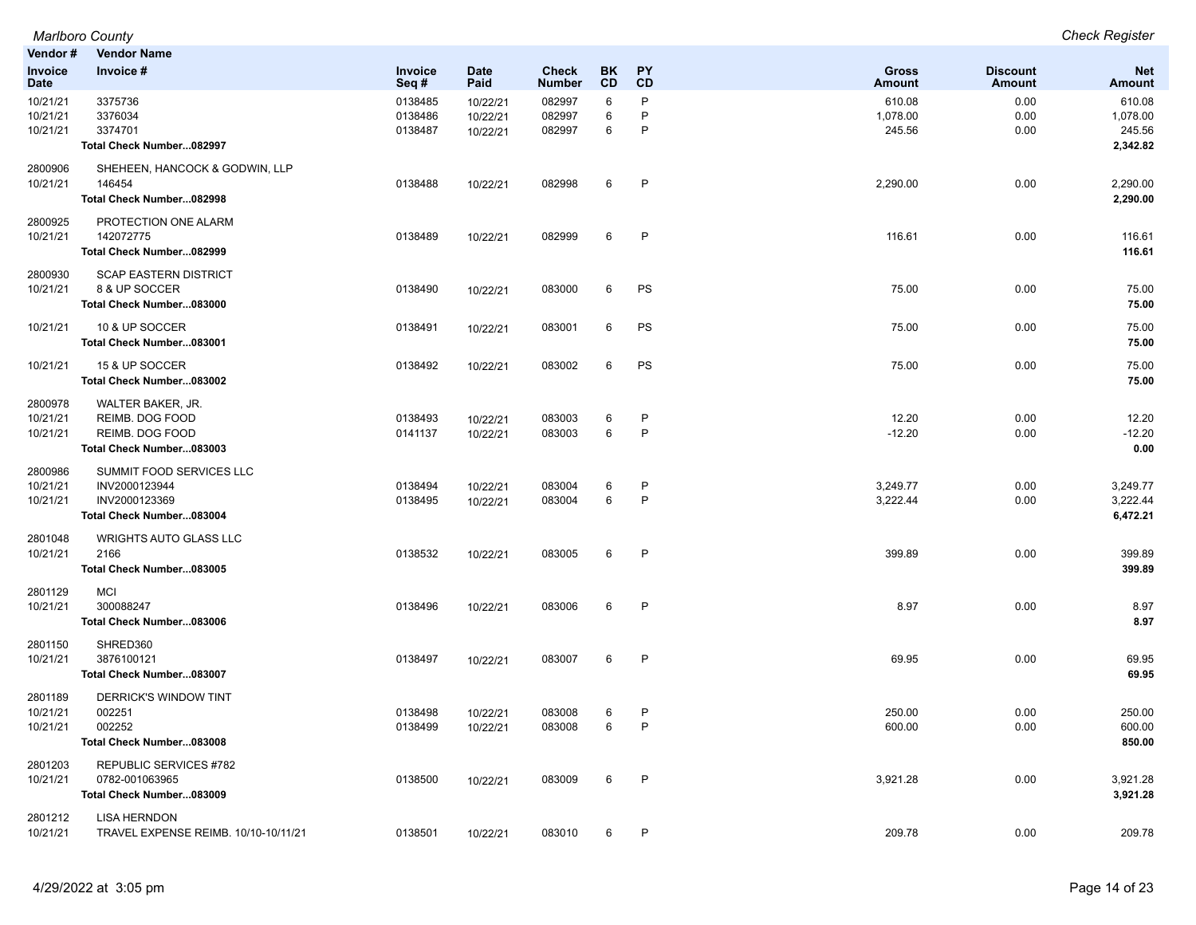Marlboro County

Check Register

| Vendor # / Invoice Date | Vendor Name / Invoice # | Invoice Seq # | Date Paid | Check Number | BK CD | PY CD | Gross Amount | Discount Amount | Net Amount |
|---|---|---|---|---|---|---|---|---|---|
| 10/21/21 | 3375736 | 0138485 | 10/22/21 | 082997 | 6 | P | 610.08 | 0.00 | 610.08 |
| 10/21/21 | 3376034 | 0138486 | 10/22/21 | 082997 | 6 | P | 1,078.00 | 0.00 | 1,078.00 |
| 10/21/21 | 3374701 | 0138487 | 10/22/21 | 082997 | 6 | P | 245.56 | 0.00 | 245.56 |
| | **Total Check Number...082997** | | | | | | | | **2,342.82** |
| 2800906 | SHEHEEN, HANCOCK & GODWIN, LLP | | | | | | | | |
| 10/21/21 | 146454 | 0138488 | 10/22/21 | 082998 | 6 | P | 2,290.00 | 0.00 | 2,290.00 |
| | **Total Check Number...082998** | | | | | | | | **2,290.00** |
| 2800925 | PROTECTION ONE ALARM | | | | | | | | |
| 10/21/21 | 142072775 | 0138489 | 10/22/21 | 082999 | 6 | P | 116.61 | 0.00 | 116.61 |
| | **Total Check Number...082999** | | | | | | | | **116.61** |
| 2800930 | SCAP EASTERN DISTRICT | | | | | | | | |
| 10/21/21 | 8 & UP SOCCER | 0138490 | 10/22/21 | 083000 | 6 | PS | 75.00 | 0.00 | 75.00 |
| | **Total Check Number...083000** | | | | | | | | **75.00** |
| 10/21/21 | 10 & UP SOCCER | 0138491 | 10/22/21 | 083001 | 6 | PS | 75.00 | 0.00 | 75.00 |
| | **Total Check Number...083001** | | | | | | | | **75.00** |
| 10/21/21 | 15 & UP SOCCER | 0138492 | 10/22/21 | 083002 | 6 | PS | 75.00 | 0.00 | 75.00 |
| | **Total Check Number...083002** | | | | | | | | **75.00** |
| 2800978 | WALTER BAKER, JR. | | | | | | | | |
| 10/21/21 | REIMB. DOG FOOD | 0138493 | 10/22/21 | 083003 | 6 | P | 12.20 | 0.00 | 12.20 |
| 10/21/21 | REIMB. DOG FOOD | 0141137 | 10/22/21 | 083003 | 6 | P | -12.20 | 0.00 | -12.20 |
| | **Total Check Number...083003** | | | | | | | | **0.00** |
| 2800986 | SUMMIT FOOD SERVICES LLC | | | | | | | | |
| 10/21/21 | INV2000123944 | 0138494 | 10/22/21 | 083004 | 6 | P | 3,249.77 | 0.00 | 3,249.77 |
| 10/21/21 | INV2000123369 | 0138495 | 10/22/21 | 083004 | 6 | P | 3,222.44 | 0.00 | 3,222.44 |
| | **Total Check Number...083004** | | | | | | | | **6,472.21** |
| 2801048 | WRIGHTS AUTO GLASS LLC | | | | | | | | |
| 10/21/21 | 2166 | 0138532 | 10/22/21 | 083005 | 6 | P | 399.89 | 0.00 | 399.89 |
| | **Total Check Number...083005** | | | | | | | | **399.89** |
| 2801129 | MCI | | | | | | | | |
| 10/21/21 | 300088247 | 0138496 | 10/22/21 | 083006 | 6 | P | 8.97 | 0.00 | 8.97 |
| | **Total Check Number...083006** | | | | | | | | **8.97** |
| 2801150 | SHRED360 | | | | | | | | |
| 10/21/21 | 3876100121 | 0138497 | 10/22/21 | 083007 | 6 | P | 69.95 | 0.00 | 69.95 |
| | **Total Check Number...083007** | | | | | | | | **69.95** |
| 2801189 | DERRICK'S WINDOW TINT | | | | | | | | |
| 10/21/21 | 002251 | 0138498 | 10/22/21 | 083008 | 6 | P | 250.00 | 0.00 | 250.00 |
| 10/21/21 | 002252 | 0138499 | 10/22/21 | 083008 | 6 | P | 600.00 | 0.00 | 600.00 |
| | **Total Check Number...083008** | | | | | | | | **850.00** |
| 2801203 | REPUBLIC SERVICES #782 | | | | | | | | |
| 10/21/21 | 0782-001063965 | 0138500 | 10/22/21 | 083009 | 6 | P | 3,921.28 | 0.00 | 3,921.28 |
| | **Total Check Number...083009** | | | | | | | | **3,921.28** |
| 2801212 | LISA HERNDON | | | | | | | | |
| 10/21/21 | TRAVEL EXPENSE REIMB. 10/10-10/11/21 | 0138501 | 10/22/21 | 083010 | 6 | P | 209.78 | 0.00 | 209.78 |

4/29/2022 at 3:05 pm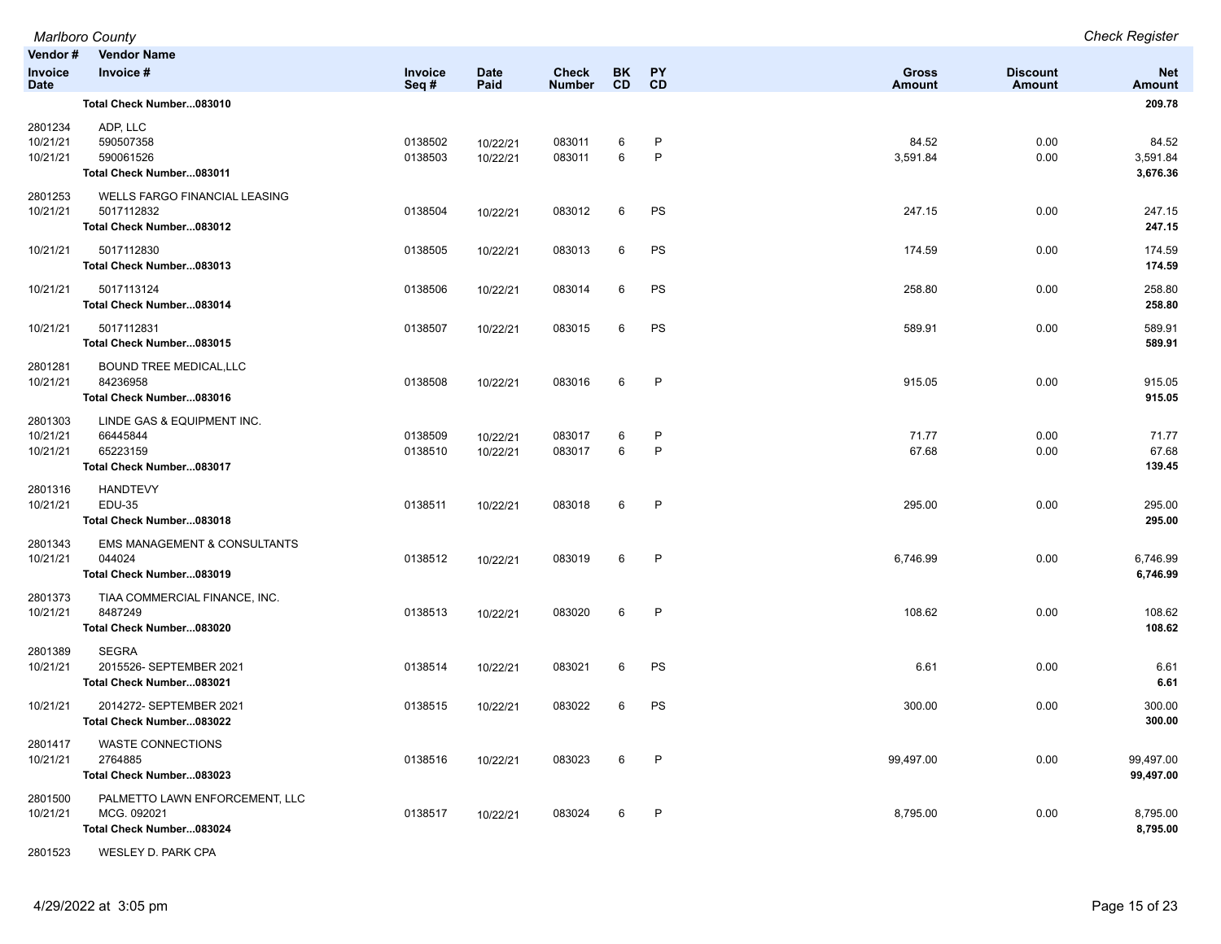| Vendor # / Invoice Date | Vendor Name / Invoice # | Invoice Seq # | Date Paid | Check Number | BK CD | PY CD | Gross Amount | Discount Amount | Net Amount |
|---|---|---|---|---|---|---|---|---|---|
| | **Total Check Number...083010** | | | | | | | | **209.78** |
| 2801234 | ADP, LLC | | | | | | | | |
| 10/21/21 | 590507358 | 0138502 | 10/22/21 | 083011 | 6 | P | 84.52 | 0.00 | 84.52 |
| 10/21/21 | 590061526 | 0138503 | 10/22/21 | 083011 | 6 | P | 3,591.84 | 0.00 | 3,591.84 |
| | **Total Check Number...083011** | | | | | | | | **3,676.36** |
| 2801253 | WELLS FARGO FINANCIAL LEASING | | | | | | | | |
| 10/21/21 | 5017112832 | 0138504 | 10/22/21 | 083012 | 6 | PS | 247.15 | 0.00 | 247.15 |
| | **Total Check Number...083012** | | | | | | | | **247.15** |
| 10/21/21 | 5017112830 | 0138505 | 10/22/21 | 083013 | 6 | PS | 174.59 | 0.00 | 174.59 |
| | **Total Check Number...083013** | | | | | | | | **174.59** |
| 10/21/21 | 5017113124 | 0138506 | 10/22/21 | 083014 | 6 | PS | 258.80 | 0.00 | 258.80 |
| | **Total Check Number...083014** | | | | | | | | **258.80** |
| 10/21/21 | 5017112831 | 0138507 | 10/22/21 | 083015 | 6 | PS | 589.91 | 0.00 | 589.91 |
| | **Total Check Number...083015** | | | | | | | | **589.91** |
| 2801281 | BOUND TREE MEDICAL,LLC | | | | | | | | |
| 10/21/21 | 84236958 | 0138508 | 10/22/21 | 083016 | 6 | P | 915.05 | 0.00 | 915.05 |
| | **Total Check Number...083016** | | | | | | | | **915.05** |
| 2801303 | LINDE GAS & EQUIPMENT INC. | | | | | | | | |
| 10/21/21 | 66445844 | 0138509 | 10/22/21 | 083017 | 6 | P | 71.77 | 0.00 | 71.77 |
| 10/21/21 | 65223159 | 0138510 | 10/22/21 | 083017 | 6 | P | 67.68 | 0.00 | 67.68 |
| | **Total Check Number...083017** | | | | | | | | **139.45** |
| 2801316 | HANDTEVY | | | | | | | | |
| 10/21/21 | EDU-35 | 0138511 | 10/22/21 | 083018 | 6 | P | 295.00 | 0.00 | 295.00 |
| | **Total Check Number...083018** | | | | | | | | **295.00** |
| 2801343 | EMS MANAGEMENT & CONSULTANTS | | | | | | | | |
| 10/21/21 | 044024 | 0138512 | 10/22/21 | 083019 | 6 | P | 6,746.99 | 0.00 | 6,746.99 |
| | **Total Check Number...083019** | | | | | | | | **6,746.99** |
| 2801373 | TIAA COMMERCIAL FINANCE, INC. | | | | | | | | |
| 10/21/21 | 8487249 | 0138513 | 10/22/21 | 083020 | 6 | P | 108.62 | 0.00 | 108.62 |
| | **Total Check Number...083020** | | | | | | | | **108.62** |
| 2801389 | SEGRA | | | | | | | | |
| 10/21/21 | 2015526- SEPTEMBER 2021 | 0138514 | 10/22/21 | 083021 | 6 | PS | 6.61 | 0.00 | 6.61 |
| | **Total Check Number...083021** | | | | | | | | **6.61** |
| 10/21/21 | 2014272- SEPTEMBER 2021 | 0138515 | 10/22/21 | 083022 | 6 | PS | 300.00 | 0.00 | 300.00 |
| | **Total Check Number...083022** | | | | | | | | **300.00** |
| 2801417 | WASTE CONNECTIONS | | | | | | | | |
| 10/21/21 | 2764885 | 0138516 | 10/22/21 | 083023 | 6 | P | 99,497.00 | 0.00 | 99,497.00 |
| | **Total Check Number...083023** | | | | | | | | **99,497.00** |
| 2801500 | PALMETTO LAWN ENFORCEMENT, LLC | | | | | | | | |
| 10/21/21 | MCG. 092021 | 0138517 | 10/22/21 | 083024 | 6 | P | 8,795.00 | 0.00 | 8,795.00 |
| | **Total Check Number...083024** | | | | | | | | **8,795.00** |
| 2801523 | WESLEY D. PARK CPA | | | | | | | | |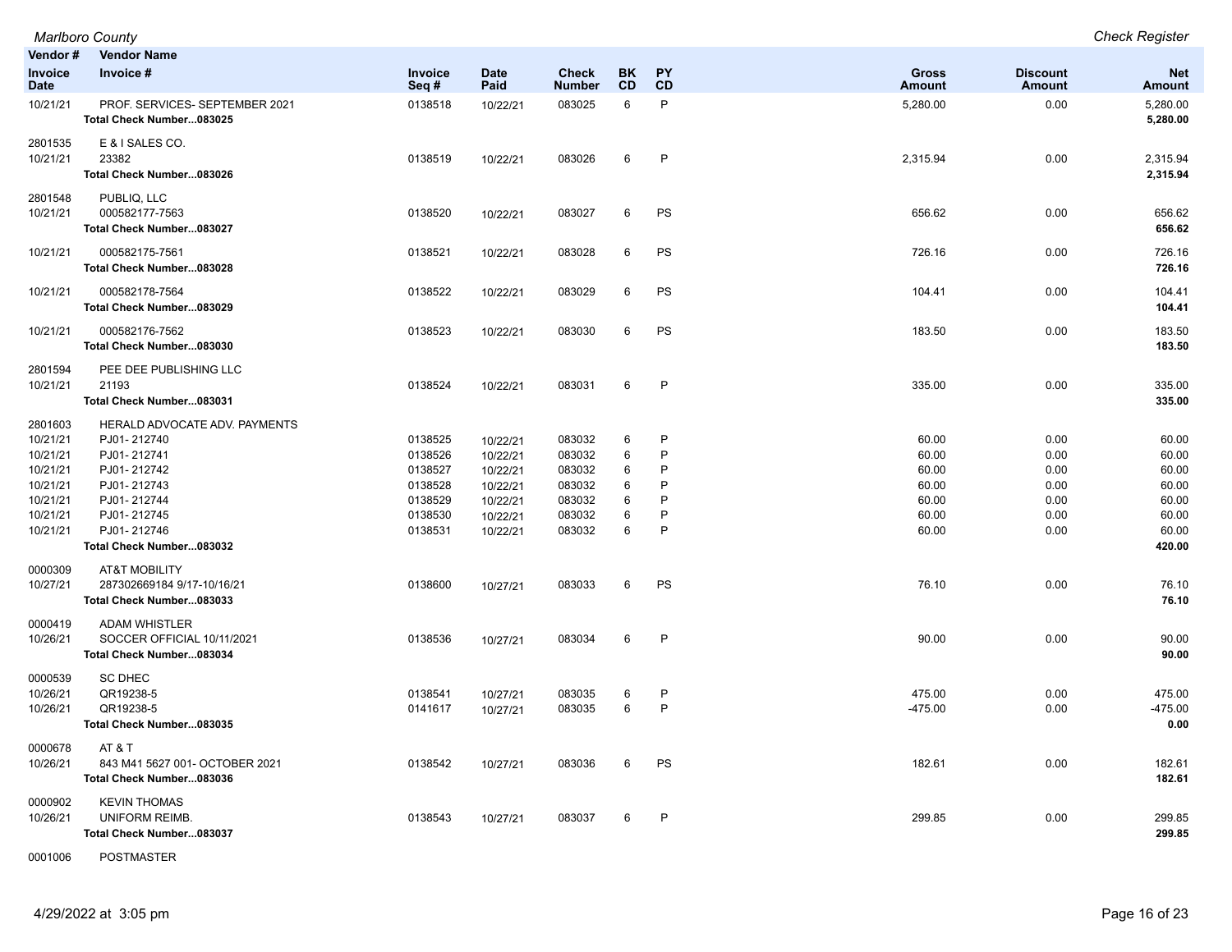| Vendor # | Vendor Name | | | | | | | | |
|---|---|---|---|---|---|---|---|---|---|
| **Invoice Date** | **Invoice #** | **Invoice Seq #** | **Date Paid** | **Check Number** | **BK CD** | **PY CD** | **Gross Amount** | **Discount Amount** | **Net Amount** |
| 10/21/21 | PROF. SERVICES- SEPTEMBER 2021 | 0138518 | 10/22/21 | 083025 | 6 | P | 5,280.00 | 0.00 | 5,280.00 |
| | **Total Check Number...083025** | | | | | | | | **5,280.00** |
| 2801535 | E & I SALES CO. | | | | | | | | |
| 10/21/21 | 23382 | 0138519 | 10/22/21 | 083026 | 6 | P | 2,315.94 | 0.00 | 2,315.94 |
| | **Total Check Number...083026** | | | | | | | | **2,315.94** |
| 2801548 | PUBLIQ, LLC | | | | | | | | |
| 10/21/21 | 000582177-7563 | 0138520 | 10/22/21 | 083027 | 6 | PS | 656.62 | 0.00 | 656.62 |
| | **Total Check Number...083027** | | | | | | | | **656.62** |
| 10/21/21 | 000582175-7561 | 0138521 | 10/22/21 | 083028 | 6 | PS | 726.16 | 0.00 | 726.16 |
| | **Total Check Number...083028** | | | | | | | | **726.16** |
| 10/21/21 | 000582178-7564 | 0138522 | 10/22/21 | 083029 | 6 | PS | 104.41 | 0.00 | 104.41 |
| | **Total Check Number...083029** | | | | | | | | **104.41** |
| 10/21/21 | 000582176-7562 | 0138523 | 10/22/21 | 083030 | 6 | PS | 183.50 | 0.00 | 183.50 |
| | **Total Check Number...083030** | | | | | | | | **183.50** |
| 2801594 | PEE DEE PUBLISHING LLC | | | | | | | | |
| 10/21/21 | 21193 | 0138524 | 10/22/21 | 083031 | 6 | P | 335.00 | 0.00 | 335.00 |
| | **Total Check Number...083031** | | | | | | | | **335.00** |
| 2801603 | HERALD ADVOCATE ADV. PAYMENTS | | | | | | | | |
| 10/21/21 | PJ01- 212740 | 0138525 | 10/22/21 | 083032 | 6 | P | 60.00 | 0.00 | 60.00 |
| 10/21/21 | PJ01- 212741 | 0138526 | 10/22/21 | 083032 | 6 | P | 60.00 | 0.00 | 60.00 |
| 10/21/21 | PJ01- 212742 | 0138527 | 10/22/21 | 083032 | 6 | P | 60.00 | 0.00 | 60.00 |
| 10/21/21 | PJ01- 212743 | 0138528 | 10/22/21 | 083032 | 6 | P | 60.00 | 0.00 | 60.00 |
| 10/21/21 | PJ01- 212744 | 0138529 | 10/22/21 | 083032 | 6 | P | 60.00 | 0.00 | 60.00 |
| 10/21/21 | PJ01- 212745 | 0138530 | 10/22/21 | 083032 | 6 | P | 60.00 | 0.00 | 60.00 |
| 10/21/21 | PJ01- 212746 | 0138531 | 10/22/21 | 083032 | 6 | P | 60.00 | 0.00 | 60.00 |
| | **Total Check Number...083032** | | | | | | | | **420.00** |
| 0000309 | AT&T MOBILITY | | | | | | | | |
| 10/27/21 | 287302669184 9/17-10/16/21 | 0138600 | 10/27/21 | 083033 | 6 | PS | 76.10 | 0.00 | 76.10 |
| | **Total Check Number...083033** | | | | | | | | **76.10** |
| 0000419 | ADAM WHISTLER | | | | | | | | |
| 10/26/21 | SOCCER OFFICIAL 10/11/2021 | 0138536 | 10/27/21 | 083034 | 6 | P | 90.00 | 0.00 | 90.00 |
| | **Total Check Number...083034** | | | | | | | | **90.00** |
| 0000539 | SC DHEC | | | | | | | | |
| 10/26/21 | QR19238-5 | 0138541 | 10/27/21 | 083035 | 6 | P | 475.00 | 0.00 | 475.00 |
| 10/26/21 | QR19238-5 | 0141617 | 10/27/21 | 083035 | 6 | P | -475.00 | 0.00 | -475.00 |
| | **Total Check Number...083035** | | | | | | | | **0.00** |
| 0000678 | AT & T | | | | | | | | |
| 10/26/21 | 843 M41 5627 001- OCTOBER 2021 | 0138542 | 10/27/21 | 083036 | 6 | PS | 182.61 | 0.00 | 182.61 |
| | **Total Check Number...083036** | | | | | | | | **182.61** |
| 0000902 | KEVIN THOMAS | | | | | | | | |
| 10/26/21 | UNIFORM REIMB. | 0138543 | 10/27/21 | 083037 | 6 | P | 299.85 | 0.00 | 299.85 |
| | **Total Check Number...083037** | | | | | | | | **299.85** |
| 0001006 | POSTMASTER | | | | | | | | |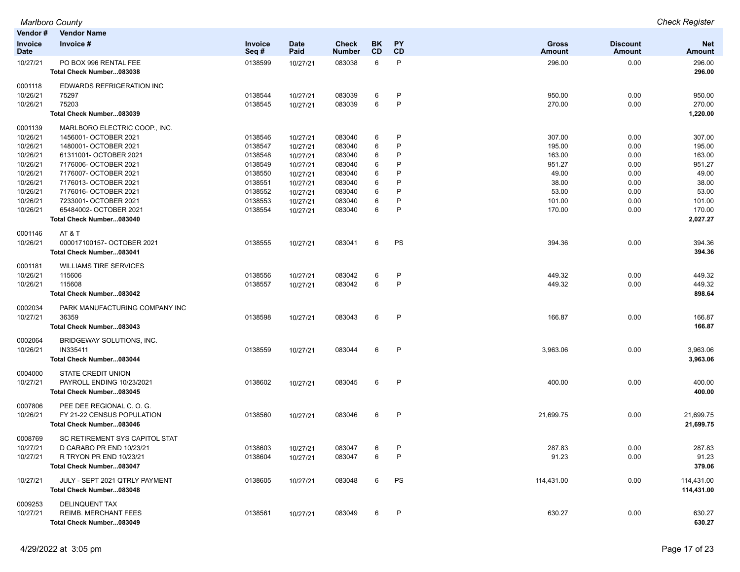| Vendor # / Invoice Date | Vendor Name / Invoice # | Invoice Seq # | Date Paid | Check Number | BK CD | PY CD | Gross Amount | Discount Amount | Net Amount |
|---|---|---|---|---|---|---|---|---|---|
| 10/27/21 | PO BOX 996 RENTAL FEE | 0138599 | 10/27/21 | 083038 | 6 | P | 296.00 | 0.00 | 296.00 |
| | **Total Check Number...083038** | | | | | | | | **296.00** |
| 0001118 | EDWARDS REFRIGERATION INC | | | | | | | | |
| 10/26/21 | 75297 | 0138544 | 10/27/21 | 083039 | 6 | P | 950.00 | 0.00 | 950.00 |
| 10/26/21 | 75203 | 0138545 | 10/27/21 | 083039 | 6 | P | 270.00 | 0.00 | 270.00 |
| | **Total Check Number...083039** | | | | | | | | **1,220.00** |
| 0001139 | MARLBORO ELECTRIC COOP., INC. | | | | | | | | |
| 10/26/21 | 1456001- OCTOBER 2021 | 0138546 | 10/27/21 | 083040 | 6 | P | 307.00 | 0.00 | 307.00 |
| 10/26/21 | 1480001- OCTOBER 2021 | 0138547 | 10/27/21 | 083040 | 6 | P | 195.00 | 0.00 | 195.00 |
| 10/26/21 | 61311001- OCTOBER 2021 | 0138548 | 10/27/21 | 083040 | 6 | P | 163.00 | 0.00 | 163.00 |
| 10/26/21 | 7176006- OCTOBER 2021 | 0138549 | 10/27/21 | 083040 | 6 | P | 951.27 | 0.00 | 951.27 |
| 10/26/21 | 7176007- OCTOBER 2021 | 0138550 | 10/27/21 | 083040 | 6 | P | 49.00 | 0.00 | 49.00 |
| 10/26/21 | 7176013- OCTOBER 2021 | 0138551 | 10/27/21 | 083040 | 6 | P | 38.00 | 0.00 | 38.00 |
| 10/26/21 | 7176016- OCTOBER 2021 | 0138552 | 10/27/21 | 083040 | 6 | P | 53.00 | 0.00 | 53.00 |
| 10/26/21 | 7233001- OCTOBER 2021 | 0138553 | 10/27/21 | 083040 | 6 | P | 101.00 | 0.00 | 101.00 |
| 10/26/21 | 65484002- OCTOBER 2021 | 0138554 | 10/27/21 | 083040 | 6 | P | 170.00 | 0.00 | 170.00 |
| | **Total Check Number...083040** | | | | | | | | **2,027.27** |
| 0001146 | AT & T | | | | | | | | |
| 10/26/21 | 000017100157- OCTOBER 2021 | 0138555 | 10/27/21 | 083041 | 6 | PS | 394.36 | 0.00 | 394.36 |
| | **Total Check Number...083041** | | | | | | | | **394.36** |
| 0001181 | WILLIAMS TIRE SERVICES | | | | | | | | |
| 10/26/21 | 115606 | 0138556 | 10/27/21 | 083042 | 6 | P | 449.32 | 0.00 | 449.32 |
| 10/26/21 | 115608 | 0138557 | 10/27/21 | 083042 | 6 | P | 449.32 | 0.00 | 449.32 |
| | **Total Check Number...083042** | | | | | | | | **898.64** |
| 0002034 | PARK MANUFACTURING COMPANY INC | | | | | | | | |
| 10/27/21 | 36359 | 0138598 | 10/27/21 | 083043 | 6 | P | 166.87 | 0.00 | 166.87 |
| | **Total Check Number...083043** | | | | | | | | **166.87** |
| 0002064 | BRIDGEWAY SOLUTIONS, INC. | | | | | | | | |
| 10/26/21 | IN335411 | 0138559 | 10/27/21 | 083044 | 6 | P | 3,963.06 | 0.00 | 3,963.06 |
| | **Total Check Number...083044** | | | | | | | | **3,963.06** |
| 0004000 | STATE CREDIT UNION | | | | | | | | |
| 10/27/21 | PAYROLL ENDING 10/23/2021 | 0138602 | 10/27/21 | 083045 | 6 | P | 400.00 | 0.00 | 400.00 |
| | **Total Check Number...083045** | | | | | | | | **400.00** |
| 0007806 | PEE DEE REGIONAL C. O. G. | | | | | | | | |
| 10/26/21 | FY 21-22 CENSUS POPULATION | 0138560 | 10/27/21 | 083046 | 6 | P | 21,699.75 | 0.00 | 21,699.75 |
| | **Total Check Number...083046** | | | | | | | | **21,699.75** |
| 0008769 | SC RETIREMENT SYS CAPITOL STAT | | | | | | | | |
| 10/27/21 | D CARABO PR END 10/23/21 | 0138603 | 10/27/21 | 083047 | 6 | P | 287.83 | 0.00 | 287.83 |
| 10/27/21 | R TRYON PR END 10/23/21 | 0138604 | 10/27/21 | 083047 | 6 | P | 91.23 | 0.00 | 91.23 |
| | **Total Check Number...083047** | | | | | | | | **379.06** |
| 10/27/21 | JULY - SEPT 2021 QTRLY PAYMENT | 0138605 | 10/27/21 | 083048 | 6 | PS | 114,431.00 | 0.00 | 114,431.00 |
| | **Total Check Number...083048** | | | | | | | | **114,431.00** |
| 0009253 | DELINQUENT TAX | | | | | | | | |
| 10/27/21 | REIMB. MERCHANT FEES | 0138561 | 10/27/21 | 083049 | 6 | P | 630.27 | 0.00 | 630.27 |
| | **Total Check Number...083049** | | | | | | | | **630.27** |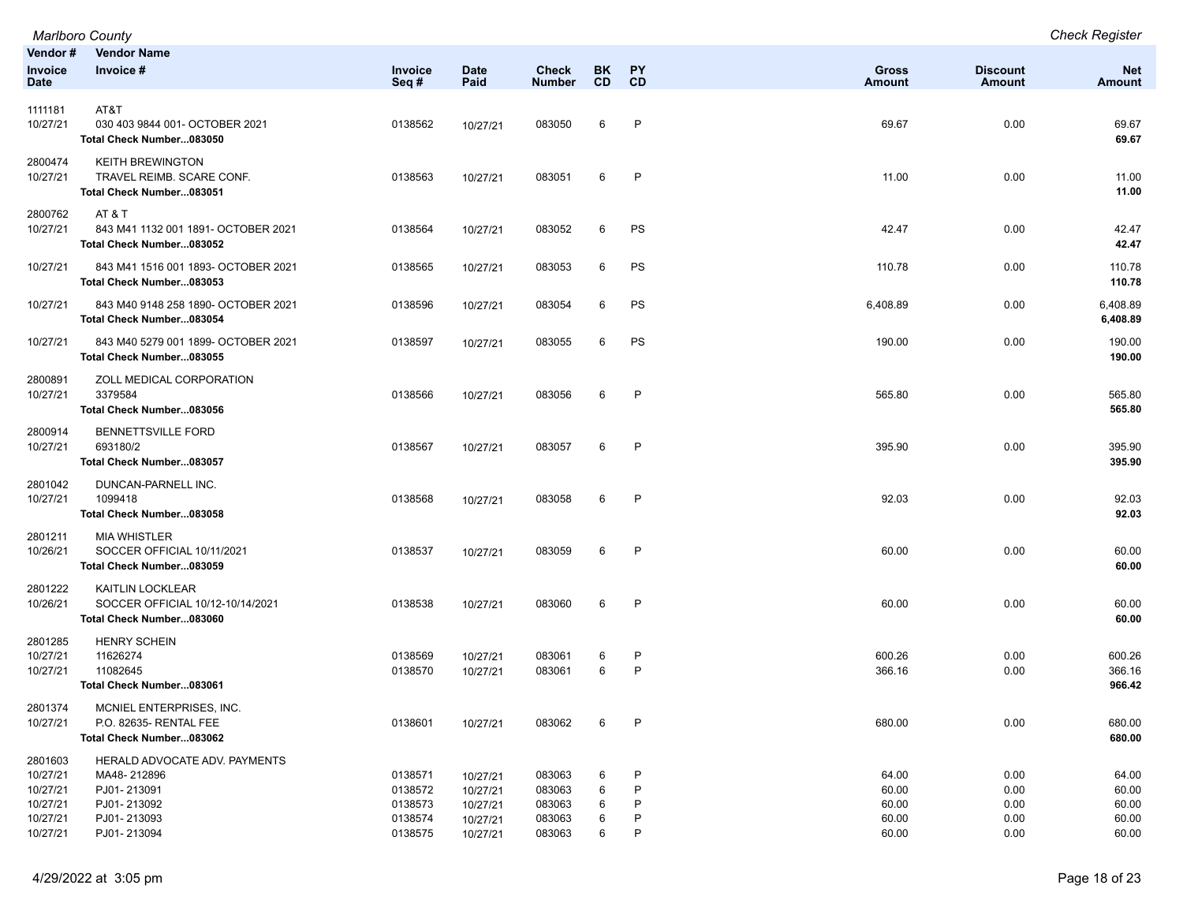| Vendor # / Invoice Date | Vendor Name / Invoice # | Invoice Seq # | Date Paid | Check Number | BK CD | PY CD | Gross Amount | Discount Amount | Net Amount |
|---|---|---|---|---|---|---|---|---|---|
| 1111181 | AT&T | | | | | | | | |
| 10/27/21 | 030 403 9844 001- OCTOBER 2021 | 0138562 | 10/27/21 | 083050 | 6 | P | 69.67 | 0.00 | 69.67 |
| | **Total Check Number...083050** | | | | | | | | **69.67** |
| 2800474 | KEITH BREWINGTON | | | | | | | | |
| 10/27/21 | TRAVEL REIMB. SCARE CONF. | 0138563 | 10/27/21 | 083051 | 6 | P | 11.00 | 0.00 | 11.00 |
| | **Total Check Number...083051** | | | | | | | | **11.00** |
| 2800762 | AT & T | | | | | | | | |
| 10/27/21 | 843 M41 1132 001 1891- OCTOBER 2021 | 0138564 | 10/27/21 | 083052 | 6 | PS | 42.47 | 0.00 | 42.47 |
| | **Total Check Number...083052** | | | | | | | | **42.47** |
| 10/27/21 | 843 M41 1516 001 1893- OCTOBER 2021 | 0138565 | 10/27/21 | 083053 | 6 | PS | 110.78 | 0.00 | 110.78 |
| | **Total Check Number...083053** | | | | | | | | **110.78** |
| 10/27/21 | 843 M40 9148 258 1890- OCTOBER 2021 | 0138596 | 10/27/21 | 083054 | 6 | PS | 6,408.89 | 0.00 | 6,408.89 |
| | **Total Check Number...083054** | | | | | | | | **6,408.89** |
| 10/27/21 | 843 M40 5279 001 1899- OCTOBER 2021 | 0138597 | 10/27/21 | 083055 | 6 | PS | 190.00 | 0.00 | 190.00 |
| | **Total Check Number...083055** | | | | | | | | **190.00** |
| 2800891 | ZOLL MEDICAL CORPORATION | | | | | | | | |
| 10/27/21 | 3379584 | 0138566 | 10/27/21 | 083056 | 6 | P | 565.80 | 0.00 | 565.80 |
| | **Total Check Number...083056** | | | | | | | | **565.80** |
| 2800914 | BENNETTSVILLE FORD | | | | | | | | |
| 10/27/21 | 693180/2 | 0138567 | 10/27/21 | 083057 | 6 | P | 395.90 | 0.00 | 395.90 |
| | **Total Check Number...083057** | | | | | | | | **395.90** |
| 2801042 | DUNCAN-PARNELL INC. | | | | | | | | |
| 10/27/21 | 1099418 | 0138568 | 10/27/21 | 083058 | 6 | P | 92.03 | 0.00 | 92.03 |
| | **Total Check Number...083058** | | | | | | | | **92.03** |
| 2801211 | MIA WHISTLER | | | | | | | | |
| 10/26/21 | SOCCER OFFICIAL 10/11/2021 | 0138537 | 10/27/21 | 083059 | 6 | P | 60.00 | 0.00 | 60.00 |
| | **Total Check Number...083059** | | | | | | | | **60.00** |
| 2801222 | KAITLIN LOCKLEAR | | | | | | | | |
| 10/26/21 | SOCCER OFFICIAL 10/12-10/14/2021 | 0138538 | 10/27/21 | 083060 | 6 | P | 60.00 | 0.00 | 60.00 |
| | **Total Check Number...083060** | | | | | | | | **60.00** |
| 2801285 | HENRY SCHEIN | | | | | | | | |
| 10/27/21 | 11626274 | 0138569 | 10/27/21 | 083061 | 6 | P | 600.26 | 0.00 | 600.26 |
| 10/27/21 | 11082645 | 0138570 | 10/27/21 | 083061 | 6 | P | 366.16 | 0.00 | 366.16 |
| | **Total Check Number...083061** | | | | | | | | **966.42** |
| 2801374 | MCNIEL ENTERPRISES, INC. | | | | | | | | |
| 10/27/21 | P.O. 82635- RENTAL FEE | 0138601 | 10/27/21 | 083062 | 6 | P | 680.00 | 0.00 | 680.00 |
| | **Total Check Number...083062** | | | | | | | | **680.00** |
| 2801603 | HERALD ADVOCATE ADV. PAYMENTS | | | | | | | | |
| 10/27/21 | MA48- 212896 | 0138571 | 10/27/21 | 083063 | 6 | P | 64.00 | 0.00 | 64.00 |
| 10/27/21 | PJ01- 213091 | 0138572 | 10/27/21 | 083063 | 6 | P | 60.00 | 0.00 | 60.00 |
| 10/27/21 | PJ01- 213092 | 0138573 | 10/27/21 | 083063 | 6 | P | 60.00 | 0.00 | 60.00 |
| 10/27/21 | PJ01- 213093 | 0138574 | 10/27/21 | 083063 | 6 | P | 60.00 | 0.00 | 60.00 |
| 10/27/21 | PJ01- 213094 | 0138575 | 10/27/21 | 083063 | 6 | P | 60.00 | 0.00 | 60.00 |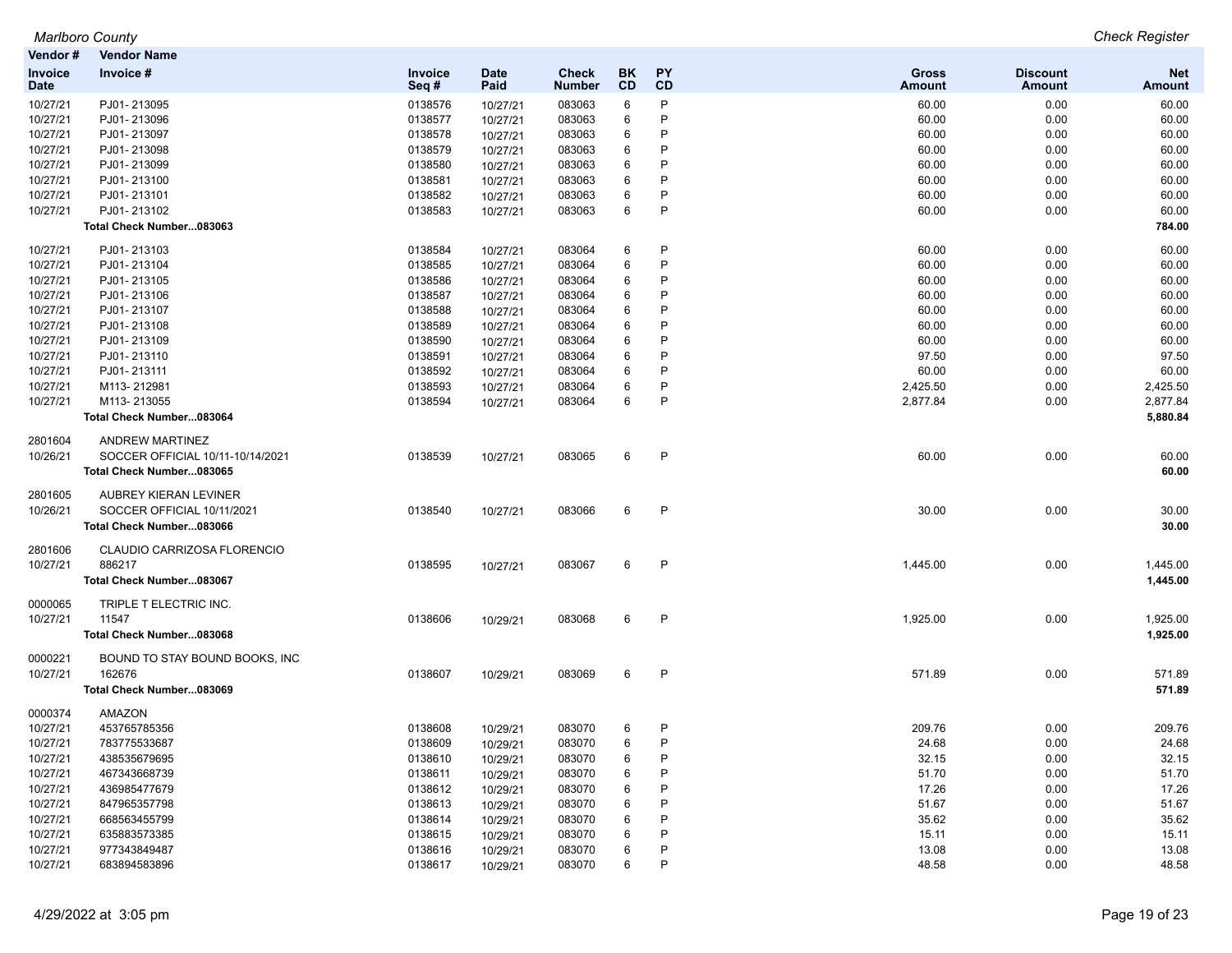| Vendor # / Invoice Date | Vendor Name / Invoice # | Invoice Seq # | Date Paid | Check Number | BK CD | PY CD | Gross Amount | Discount Amount | Net Amount |
|---|---|---|---|---|---|---|---|---|---|
| 10/27/21 | PJ01- 213095 | 0138576 | 10/27/21 | 083063 | 6 | P | 60.00 | 0.00 | 60.00 |
| 10/27/21 | PJ01- 213096 | 0138577 | 10/27/21 | 083063 | 6 | P | 60.00 | 0.00 | 60.00 |
| 10/27/21 | PJ01- 213097 | 0138578 | 10/27/21 | 083063 | 6 | P | 60.00 | 0.00 | 60.00 |
| 10/27/21 | PJ01- 213098 | 0138579 | 10/27/21 | 083063 | 6 | P | 60.00 | 0.00 | 60.00 |
| 10/27/21 | PJ01- 213099 | 0138580 | 10/27/21 | 083063 | 6 | P | 60.00 | 0.00 | 60.00 |
| 10/27/21 | PJ01- 213100 | 0138581 | 10/27/21 | 083063 | 6 | P | 60.00 | 0.00 | 60.00 |
| 10/27/21 | PJ01- 213101 | 0138582 | 10/27/21 | 083063 | 6 | P | 60.00 | 0.00 | 60.00 |
| 10/27/21 | PJ01- 213102 | 0138583 | 10/27/21 | 083063 | 6 | P | 60.00 | 0.00 | 60.00 |
| | **Total Check Number...083063** | | | | | | | | **784.00** |
| 10/27/21 | PJ01- 213103 | 0138584 | 10/27/21 | 083064 | 6 | P | 60.00 | 0.00 | 60.00 |
| 10/27/21 | PJ01- 213104 | 0138585 | 10/27/21 | 083064 | 6 | P | 60.00 | 0.00 | 60.00 |
| 10/27/21 | PJ01- 213105 | 0138586 | 10/27/21 | 083064 | 6 | P | 60.00 | 0.00 | 60.00 |
| 10/27/21 | PJ01- 213106 | 0138587 | 10/27/21 | 083064 | 6 | P | 60.00 | 0.00 | 60.00 |
| 10/27/21 | PJ01- 213107 | 0138588 | 10/27/21 | 083064 | 6 | P | 60.00 | 0.00 | 60.00 |
| 10/27/21 | PJ01- 213108 | 0138589 | 10/27/21 | 083064 | 6 | P | 60.00 | 0.00 | 60.00 |
| 10/27/21 | PJ01- 213109 | 0138590 | 10/27/21 | 083064 | 6 | P | 60.00 | 0.00 | 60.00 |
| 10/27/21 | PJ01- 213110 | 0138591 | 10/27/21 | 083064 | 6 | P | 97.50 | 0.00 | 97.50 |
| 10/27/21 | PJ01- 213111 | 0138592 | 10/27/21 | 083064 | 6 | P | 60.00 | 0.00 | 60.00 |
| 10/27/21 | M113- 212981 | 0138593 | 10/27/21 | 083064 | 6 | P | 2,425.50 | 0.00 | 2,425.50 |
| 10/27/21 | M113- 213055 | 0138594 | 10/27/21 | 083064 | 6 | P | 2,877.84 | 0.00 | 2,877.84 |
| | **Total Check Number...083064** | | | | | | | | **5,880.84** |
| 2801604 | ANDREW MARTINEZ | | | | | | | | |
| 10/26/21 | SOCCER OFFICIAL 10/11-10/14/2021 | 0138539 | 10/27/21 | 083065 | 6 | P | 60.00 | 0.00 | 60.00 |
| | **Total Check Number...083065** | | | | | | | | **60.00** |
| 2801605 | AUBREY KIERAN LEVINER | | | | | | | | |
| 10/26/21 | SOCCER OFFICIAL 10/11/2021 | 0138540 | 10/27/21 | 083066 | 6 | P | 30.00 | 0.00 | 30.00 |
| | **Total Check Number...083066** | | | | | | | | **30.00** |
| 2801606 | CLAUDIO CARRIZOSA FLORENCIO | | | | | | | | |
| 10/27/21 | 886217 | 0138595 | 10/27/21 | 083067 | 6 | P | 1,445.00 | 0.00 | 1,445.00 |
| | **Total Check Number...083067** | | | | | | | | **1,445.00** |
| 0000065 | TRIPLE T ELECTRIC INC. | | | | | | | | |
| 10/27/21 | 11547 | 0138606 | 10/29/21 | 083068 | 6 | P | 1,925.00 | 0.00 | 1,925.00 |
| | **Total Check Number...083068** | | | | | | | | **1,925.00** |
| 0000221 | BOUND TO STAY BOUND BOOKS, INC | | | | | | | | |
| 10/27/21 | 162676 | 0138607 | 10/29/21 | 083069 | 6 | P | 571.89 | 0.00 | 571.89 |
| | **Total Check Number...083069** | | | | | | | | **571.89** |
| 0000374 | AMAZON | | | | | | | | |
| 10/27/21 | 453765785356 | 0138608 | 10/29/21 | 083070 | 6 | P | 209.76 | 0.00 | 209.76 |
| 10/27/21 | 783775533687 | 0138609 | 10/29/21 | 083070 | 6 | P | 24.68 | 0.00 | 24.68 |
| 10/27/21 | 438535679695 | 0138610 | 10/29/21 | 083070 | 6 | P | 32.15 | 0.00 | 32.15 |
| 10/27/21 | 467343668739 | 0138611 | 10/29/21 | 083070 | 6 | P | 51.70 | 0.00 | 51.70 |
| 10/27/21 | 436985477679 | 0138612 | 10/29/21 | 083070 | 6 | P | 17.26 | 0.00 | 17.26 |
| 10/27/21 | 847965357798 | 0138613 | 10/29/21 | 083070 | 6 | P | 51.67 | 0.00 | 51.67 |
| 10/27/21 | 668563455799 | 0138614 | 10/29/21 | 083070 | 6 | P | 35.62 | 0.00 | 35.62 |
| 10/27/21 | 635883573385 | 0138615 | 10/29/21 | 083070 | 6 | P | 15.11 | 0.00 | 15.11 |
| 10/27/21 | 977343849487 | 0138616 | 10/29/21 | 083070 | 6 | P | 13.08 | 0.00 | 13.08 |
| 10/27/21 | 683894583896 | 0138617 | 10/29/21 | 083070 | 6 | P | 48.58 | 0.00 | 48.58 |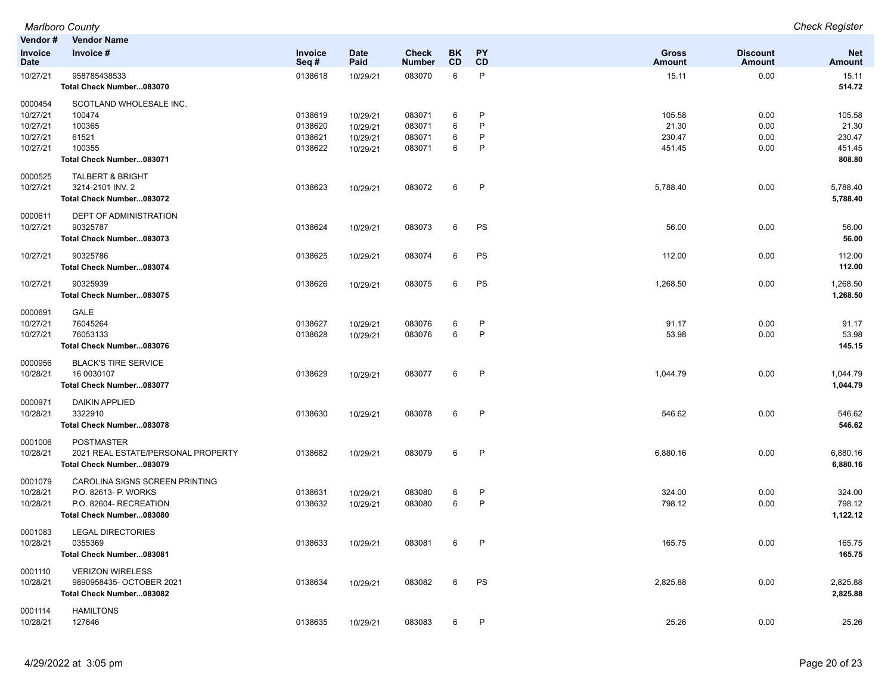| Vendor # / Invoice Date | Vendor Name / Invoice # | Invoice Seq # | Date Paid | Check Number | BK CD | PY CD | Gross Amount | Discount Amount | Net Amount |
|---|---|---|---|---|---|---|---|---|---|
| 10/27/21 | 958785438533 | 0138618 | 10/29/21 | 083070 | 6 | P | 15.11 | 0.00 | 15.11 |
| | **Total Check Number...083070** | | | | | | | | **514.72** |
| 0000454 | SCOTLAND WHOLESALE INC. | | | | | | | | |
| 10/27/21 | 100474 | 0138619 | 10/29/21 | 083071 | 6 | P | 105.58 | 0.00 | 105.58 |
| 10/27/21 | 100365 | 0138620 | 10/29/21 | 083071 | 6 | P | 21.30 | 0.00 | 21.30 |
| 10/27/21 | 61521 | 0138621 | 10/29/21 | 083071 | 6 | P | 230.47 | 0.00 | 230.47 |
| 10/27/21 | 100355 | 0138622 | 10/29/21 | 083071 | 6 | P | 451.45 | 0.00 | 451.45 |
| | **Total Check Number...083071** | | | | | | | | **808.80** |
| 0000525 | TALBERT & BRIGHT | | | | | | | | |
| 10/27/21 | 3214-2101 INV. 2 | 0138623 | 10/29/21 | 083072 | 6 | P | 5,788.40 | 0.00 | 5,788.40 |
| | **Total Check Number...083072** | | | | | | | | **5,788.40** |
| 0000611 | DEPT OF ADMINISTRATION | | | | | | | | |
| 10/27/21 | 90325787 | 0138624 | 10/29/21 | 083073 | 6 | PS | 56.00 | 0.00 | 56.00 |
| | **Total Check Number...083073** | | | | | | | | **56.00** |
| 10/27/21 | 90325786 | 0138625 | 10/29/21 | 083074 | 6 | PS | 112.00 | 0.00 | 112.00 |
| | **Total Check Number...083074** | | | | | | | | **112.00** |
| 10/27/21 | 90325939 | 0138626 | 10/29/21 | 083075 | 6 | PS | 1,268.50 | 0.00 | 1,268.50 |
| | **Total Check Number...083075** | | | | | | | | **1,268.50** |
| 0000691 | GALE | | | | | | | | |
| 10/27/21 | 76045264 | 0138627 | 10/29/21 | 083076 | 6 | P | 91.17 | 0.00 | 91.17 |
| 10/27/21 | 76053133 | 0138628 | 10/29/21 | 083076 | 6 | P | 53.98 | 0.00 | 53.98 |
| | **Total Check Number...083076** | | | | | | | | **145.15** |
| 0000956 | BLACK'S TIRE SERVICE | | | | | | | | |
| 10/28/21 | 16 0030107 | 0138629 | 10/29/21 | 083077 | 6 | P | 1,044.79 | 0.00 | 1,044.79 |
| | **Total Check Number...083077** | | | | | | | | **1,044.79** |
| 0000971 | DAIKIN APPLIED | | | | | | | | |
| 10/28/21 | 3322910 | 0138630 | 10/29/21 | 083078 | 6 | P | 546.62 | 0.00 | 546.62 |
| | **Total Check Number...083078** | | | | | | | | **546.62** |
| 0001006 | POSTMASTER | | | | | | | | |
| 10/28/21 | 2021 REAL ESTATE/PERSONAL PROPERTY | 0138682 | 10/29/21 | 083079 | 6 | P | 6,880.16 | 0.00 | 6,880.16 |
| | **Total Check Number...083079** | | | | | | | | **6,880.16** |
| 0001079 | CAROLINA SIGNS SCREEN PRINTING | | | | | | | | |
| 10/28/21 | P.O. 82613- P. WORKS | 0138631 | 10/29/21 | 083080 | 6 | P | 324.00 | 0.00 | 324.00 |
| 10/28/21 | P.O. 82604- RECREATION | 0138632 | 10/29/21 | 083080 | 6 | P | 798.12 | 0.00 | 798.12 |
| | **Total Check Number...083080** | | | | | | | | **1,122.12** |
| 0001083 | LEGAL DIRECTORIES | | | | | | | | |
| 10/28/21 | 0355369 | 0138633 | 10/29/21 | 083081 | 6 | P | 165.75 | 0.00 | 165.75 |
| | **Total Check Number...083081** | | | | | | | | **165.75** |
| 0001110 | VERIZON WIRELESS | | | | | | | | |
| 10/28/21 | 9890958435- OCTOBER 2021 | 0138634 | 10/29/21 | 083082 | 6 | PS | 2,825.88 | 0.00 | 2,825.88 |
| | **Total Check Number...083082** | | | | | | | | **2,825.88** |
| 0001114 | HAMILTONS | | | | | | | | |
| 10/28/21 | 127646 | 0138635 | 10/29/21 | 083083 | 6 | P | 25.26 | 0.00 | 25.26 |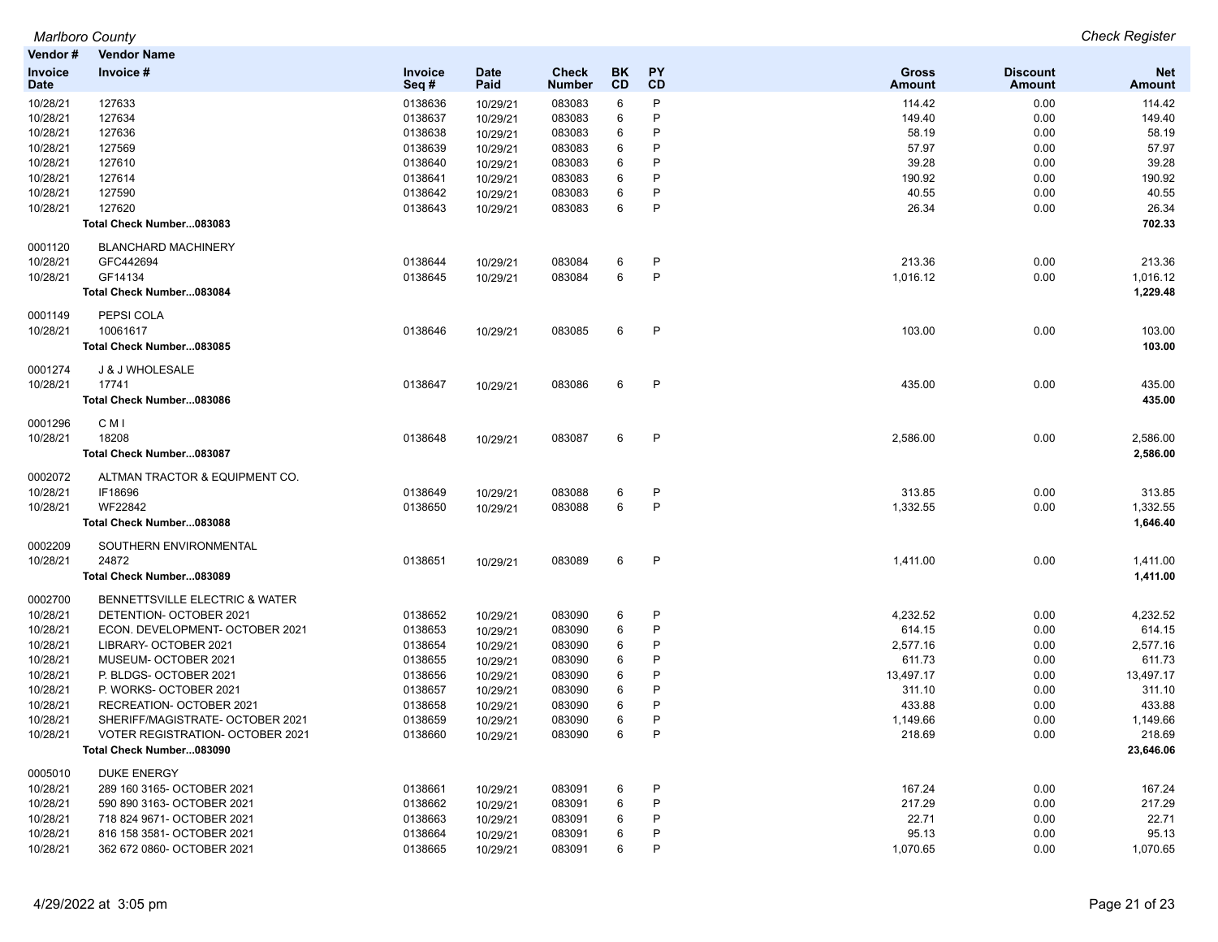| Vendor # | Vendor Name | | | | | | | | |
|---|---|---|---|---|---|---|---|---|---|
| **Invoice Date** | **Invoice #** | **Invoice Seq #** | **Date Paid** | **Check Number** | **BK CD** | **PY CD** | **Gross Amount** | **Discount Amount** | **Net Amount** |
| 10/28/21 | 127633 | 0138636 | 10/29/21 | 083083 | 6 | P | 114.42 | 0.00 | 114.42 |
| 10/28/21 | 127634 | 0138637 | 10/29/21 | 083083 | 6 | P | 149.40 | 0.00 | 149.40 |
| 10/28/21 | 127636 | 0138638 | 10/29/21 | 083083 | 6 | P | 58.19 | 0.00 | 58.19 |
| 10/28/21 | 127569 | 0138639 | 10/29/21 | 083083 | 6 | P | 57.97 | 0.00 | 57.97 |
| 10/28/21 | 127610 | 0138640 | 10/29/21 | 083083 | 6 | P | 39.28 | 0.00 | 39.28 |
| 10/28/21 | 127614 | 0138641 | 10/29/21 | 083083 | 6 | P | 190.92 | 0.00 | 190.92 |
| 10/28/21 | 127590 | 0138642 | 10/29/21 | 083083 | 6 | P | 40.55 | 0.00 | 40.55 |
| 10/28/21 | 127620 | 0138643 | 10/29/21 | 083083 | 6 | P | 26.34 | 0.00 | 26.34 |
| | **Total Check Number...083083** | | | | | | | | **702.33** |
| 0001120 | BLANCHARD MACHINERY | | | | | | | | |
| 10/28/21 | GFC442694 | 0138644 | 10/29/21 | 083084 | 6 | P | 213.36 | 0.00 | 213.36 |
| 10/28/21 | GF14134 | 0138645 | 10/29/21 | 083084 | 6 | P | 1,016.12 | 0.00 | 1,016.12 |
| | **Total Check Number...083084** | | | | | | | | **1,229.48** |
| 0001149 | PEPSI COLA | | | | | | | | |
| 10/28/21 | 10061617 | 0138646 | 10/29/21 | 083085 | 6 | P | 103.00 | 0.00 | 103.00 |
| | **Total Check Number...083085** | | | | | | | | **103.00** |
| 0001274 | J & J WHOLESALE | | | | | | | | |
| 10/28/21 | 17741 | 0138647 | 10/29/21 | 083086 | 6 | P | 435.00 | 0.00 | 435.00 |
| | **Total Check Number...083086** | | | | | | | | **435.00** |
| 0001296 | C M I | | | | | | | | |
| 10/28/21 | 18208 | 0138648 | 10/29/21 | 083087 | 6 | P | 2,586.00 | 0.00 | 2,586.00 |
| | **Total Check Number...083087** | | | | | | | | **2,586.00** |
| 0002072 | ALTMAN TRACTOR & EQUIPMENT CO. | | | | | | | | |
| 10/28/21 | IF18696 | 0138649 | 10/29/21 | 083088 | 6 | P | 313.85 | 0.00 | 313.85 |
| 10/28/21 | WF22842 | 0138650 | 10/29/21 | 083088 | 6 | P | 1,332.55 | 0.00 | 1,332.55 |
| | **Total Check Number...083088** | | | | | | | | **1,646.40** |
| 0002209 | SOUTHERN ENVIRONMENTAL | | | | | | | | |
| 10/28/21 | 24872 | 0138651 | 10/29/21 | 083089 | 6 | P | 1,411.00 | 0.00 | 1,411.00 |
| | **Total Check Number...083089** | | | | | | | | **1,411.00** |
| 0002700 | BENNETTSVILLE ELECTRIC & WATER | | | | | | | | |
| 10/28/21 | DETENTION- OCTOBER 2021 | 0138652 | 10/29/21 | 083090 | 6 | P | 4,232.52 | 0.00 | 4,232.52 |
| 10/28/21 | ECON. DEVELOPMENT- OCTOBER 2021 | 0138653 | 10/29/21 | 083090 | 6 | P | 614.15 | 0.00 | 614.15 |
| 10/28/21 | LIBRARY- OCTOBER 2021 | 0138654 | 10/29/21 | 083090 | 6 | P | 2,577.16 | 0.00 | 2,577.16 |
| 10/28/21 | MUSEUM- OCTOBER 2021 | 0138655 | 10/29/21 | 083090 | 6 | P | 611.73 | 0.00 | 611.73 |
| 10/28/21 | P. BLDGS- OCTOBER 2021 | 0138656 | 10/29/21 | 083090 | 6 | P | 13,497.17 | 0.00 | 13,497.17 |
| 10/28/21 | P. WORKS- OCTOBER 2021 | 0138657 | 10/29/21 | 083090 | 6 | P | 311.10 | 0.00 | 311.10 |
| 10/28/21 | RECREATION- OCTOBER 2021 | 0138658 | 10/29/21 | 083090 | 6 | P | 433.88 | 0.00 | 433.88 |
| 10/28/21 | SHERIFF/MAGISTRATE- OCTOBER 2021 | 0138659 | 10/29/21 | 083090 | 6 | P | 1,149.66 | 0.00 | 1,149.66 |
| 10/28/21 | VOTER REGISTRATION- OCTOBER 2021 | 0138660 | 10/29/21 | 083090 | 6 | P | 218.69 | 0.00 | 218.69 |
| | **Total Check Number...083090** | | | | | | | | **23,646.06** |
| 0005010 | DUKE ENERGY | | | | | | | | |
| 10/28/21 | 289 160 3165- OCTOBER 2021 | 0138661 | 10/29/21 | 083091 | 6 | P | 167.24 | 0.00 | 167.24 |
| 10/28/21 | 590 890 3163- OCTOBER 2021 | 0138662 | 10/29/21 | 083091 | 6 | P | 217.29 | 0.00 | 217.29 |
| 10/28/21 | 718 824 9671- OCTOBER 2021 | 0138663 | 10/29/21 | 083091 | 6 | P | 22.71 | 0.00 | 22.71 |
| 10/28/21 | 816 158 3581- OCTOBER 2021 | 0138664 | 10/29/21 | 083091 | 6 | P | 95.13 | 0.00 | 95.13 |
| 10/28/21 | 362 672 0860- OCTOBER 2021 | 0138665 | 10/29/21 | 083091 | 6 | P | 1,070.65 | 0.00 | 1,070.65 |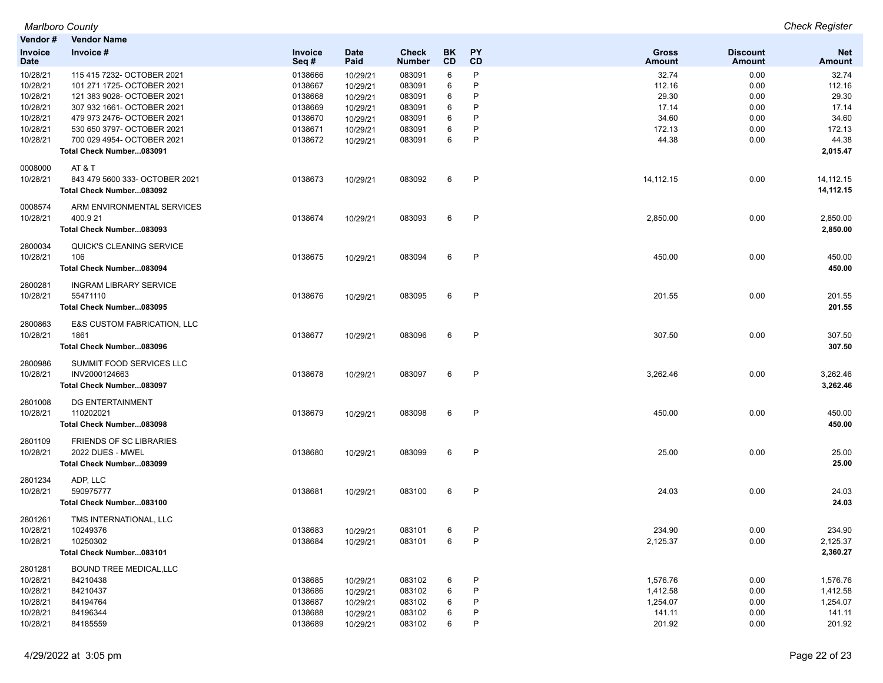| Vendor # Invoice Date | Vendor Name Invoice # | Invoice Seq # | Date Paid | Check Number | BK CD | PY CD | Gross Amount | Discount Amount | Net Amount |
|---|---|---|---|---|---|---|---|---|---|
| 10/28/21 | 115 415 7232- OCTOBER 2021 | 0138666 | 10/29/21 | 083091 | 6 | P | 32.74 | 0.00 | 32.74 |
| 10/28/21 | 101 271 1725- OCTOBER 2021 | 0138667 | 10/29/21 | 083091 | 6 | P | 112.16 | 0.00 | 112.16 |
| 10/28/21 | 121 383 9028- OCTOBER 2021 | 0138668 | 10/29/21 | 083091 | 6 | P | 29.30 | 0.00 | 29.30 |
| 10/28/21 | 307 932 1661- OCTOBER 2021 | 0138669 | 10/29/21 | 083091 | 6 | P | 17.14 | 0.00 | 17.14 |
| 10/28/21 | 479 973 2476- OCTOBER 2021 | 0138670 | 10/29/21 | 083091 | 6 | P | 34.60 | 0.00 | 34.60 |
| 10/28/21 | 530 650 3797- OCTOBER 2021 | 0138671 | 10/29/21 | 083091 | 6 | P | 172.13 | 0.00 | 172.13 |
| 10/28/21 | 700 029 4954- OCTOBER 2021 | 0138672 | 10/29/21 | 083091 | 6 | P | 44.38 | 0.00 | 44.38 |
| | **Total Check Number...083091** | | | | | | | | **2,015.47** |
| 0008000 | AT & T | | | | | | | | |
| 10/28/21 | 843 479 5600 333- OCTOBER 2021 | 0138673 | 10/29/21 | 083092 | 6 | P | 14,112.15 | 0.00 | 14,112.15 |
| | **Total Check Number...083092** | | | | | | | | **14,112.15** |
| 0008574 | ARM ENVIRONMENTAL SERVICES | | | | | | | | |
| 10/28/21 | 400.9 21 | 0138674 | 10/29/21 | 083093 | 6 | P | 2,850.00 | 0.00 | 2,850.00 |
| | **Total Check Number...083093** | | | | | | | | **2,850.00** |
| 2800034 | QUICK'S CLEANING SERVICE | | | | | | | | |
| 10/28/21 | 106 | 0138675 | 10/29/21 | 083094 | 6 | P | 450.00 | 0.00 | 450.00 |
| | **Total Check Number...083094** | | | | | | | | **450.00** |
| 2800281 | INGRAM LIBRARY SERVICE | | | | | | | | |
| 10/28/21 | 55471110 | 0138676 | 10/29/21 | 083095 | 6 | P | 201.55 | 0.00 | 201.55 |
| | **Total Check Number...083095** | | | | | | | | **201.55** |
| 2800863 | E&S CUSTOM FABRICATION, LLC | | | | | | | | |
| 10/28/21 | 1861 | 0138677 | 10/29/21 | 083096 | 6 | P | 307.50 | 0.00 | 307.50 |
| | **Total Check Number...083096** | | | | | | | | **307.50** |
| 2800986 | SUMMIT FOOD SERVICES LLC | | | | | | | | |
| 10/28/21 | INV2000124663 | 0138678 | 10/29/21 | 083097 | 6 | P | 3,262.46 | 0.00 | 3,262.46 |
| | **Total Check Number...083097** | | | | | | | | **3,262.46** |
| 2801008 | DG ENTERTAINMENT | | | | | | | | |
| 10/28/21 | 110202021 | 0138679 | 10/29/21 | 083098 | 6 | P | 450.00 | 0.00 | 450.00 |
| | **Total Check Number...083098** | | | | | | | | **450.00** |
| 2801109 | FRIENDS OF SC LIBRARIES | | | | | | | | |
| 10/28/21 | 2022 DUES - MWEL | 0138680 | 10/29/21 | 083099 | 6 | P | 25.00 | 0.00 | 25.00 |
| | **Total Check Number...083099** | | | | | | | | **25.00** |
| 2801234 | ADP, LLC | | | | | | | | |
| 10/28/21 | 590975777 | 0138681 | 10/29/21 | 083100 | 6 | P | 24.03 | 0.00 | 24.03 |
| | **Total Check Number...083100** | | | | | | | | **24.03** |
| 2801261 | TMS INTERNATIONAL, LLC | | | | | | | | |
| 10/28/21 | 10249376 | 0138683 | 10/29/21 | 083101 | 6 | P | 234.90 | 0.00 | 234.90 |
| 10/28/21 | 10250302 | 0138684 | 10/29/21 | 083101 | 6 | P | 2,125.37 | 0.00 | 2,125.37 |
| | **Total Check Number...083101** | | | | | | | | **2,360.27** |
| 2801281 | BOUND TREE MEDICAL,LLC | | | | | | | | |
| 10/28/21 | 84210438 | 0138685 | 10/29/21 | 083102 | 6 | P | 1,576.76 | 0.00 | 1,576.76 |
| 10/28/21 | 84210437 | 0138686 | 10/29/21 | 083102 | 6 | P | 1,412.58 | 0.00 | 1,412.58 |
| 10/28/21 | 84194764 | 0138687 | 10/29/21 | 083102 | 6 | P | 1,254.07 | 0.00 | 1,254.07 |
| 10/28/21 | 84196344 | 0138688 | 10/29/21 | 083102 | 6 | P | 141.11 | 0.00 | 141.11 |
| 10/28/21 | 84185559 | 0138689 | 10/29/21 | 083102 | 6 | P | 201.92 | 0.00 | 201.92 |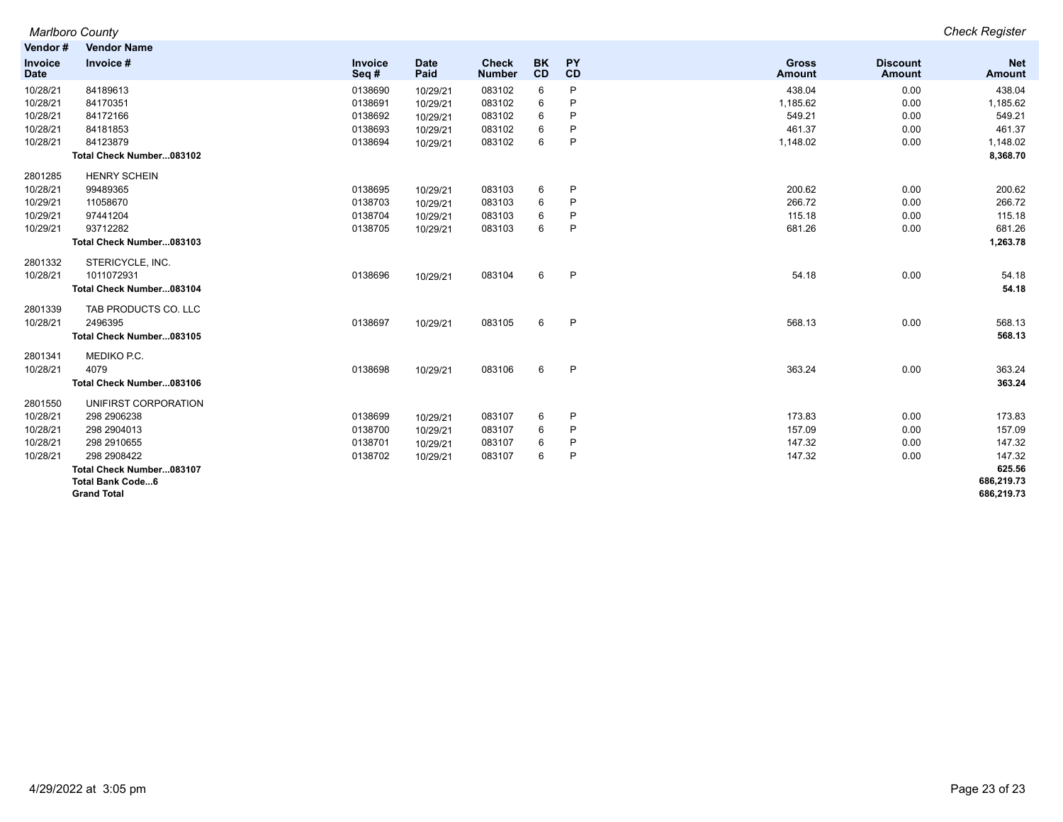*Marlboro County* — *Check Register*

| Vendor # / Invoice Date | Vendor Name / Invoice # | Invoice Seq # | Date Paid | Check Number | BK CD | PY CD | Gross Amount | Discount Amount | Net Amount |
|---|---|---|---|---|---|---|---|---|---|
| 10/28/21 | 84189613 | 0138690 | 10/29/21 | 083102 | 6 | P | 438.04 | 0.00 | 438.04 |
| 10/28/21 | 84170351 | 0138691 | 10/29/21 | 083102 | 6 | P | 1,185.62 | 0.00 | 1,185.62 |
| 10/28/21 | 84172166 | 0138692 | 10/29/21 | 083102 | 6 | P | 549.21 | 0.00 | 549.21 |
| 10/28/21 | 84181853 | 0138693 | 10/29/21 | 083102 | 6 | P | 461.37 | 0.00 | 461.37 |
| 10/28/21 | 84123879 | 0138694 | 10/29/21 | 083102 | 6 | P | 1,148.02 | 0.00 | 1,148.02 |
| | **Total Check Number...083102** | | | | | | | | **8,368.70** |
| 2801285 | HENRY SCHEIN | | | | | | | | |
| 10/28/21 | 99489365 | 0138695 | 10/29/21 | 083103 | 6 | P | 200.62 | 0.00 | 200.62 |
| 10/29/21 | 11058670 | 0138703 | 10/29/21 | 083103 | 6 | P | 266.72 | 0.00 | 266.72 |
| 10/29/21 | 97441204 | 0138704 | 10/29/21 | 083103 | 6 | P | 115.18 | 0.00 | 115.18 |
| 10/29/21 | 93712282 | 0138705 | 10/29/21 | 083103 | 6 | P | 681.26 | 0.00 | 681.26 |
| | **Total Check Number...083103** | | | | | | | | **1,263.78** |
| 2801332 | STERICYCLE, INC. | | | | | | | | |
| 10/28/21 | 1011072931 | 0138696 | 10/29/21 | 083104 | 6 | P | 54.18 | 0.00 | 54.18 |
| | **Total Check Number...083104** | | | | | | | | **54.18** |
| 2801339 | TAB PRODUCTS CO. LLC | | | | | | | | |
| 10/28/21 | 2496395 | 0138697 | 10/29/21 | 083105 | 6 | P | 568.13 | 0.00 | 568.13 |
| | **Total Check Number...083105** | | | | | | | | **568.13** |
| 2801341 | MEDIKO P.C. | | | | | | | | |
| 10/28/21 | 4079 | 0138698 | 10/29/21 | 083106 | 6 | P | 363.24 | 0.00 | 363.24 |
| | **Total Check Number...083106** | | | | | | | | **363.24** |
| 2801550 | UNIFIRST CORPORATION | | | | | | | | |
| 10/28/21 | 298 2906238 | 0138699 | 10/29/21 | 083107 | 6 | P | 173.83 | 0.00 | 173.83 |
| 10/28/21 | 298 2904013 | 0138700 | 10/29/21 | 083107 | 6 | P | 157.09 | 0.00 | 157.09 |
| 10/28/21 | 298 2910655 | 0138701 | 10/29/21 | 083107 | 6 | P | 147.32 | 0.00 | 147.32 |
| 10/28/21 | 298 2908422 | 0138702 | 10/29/21 | 083107 | 6 | P | 147.32 | 0.00 | 147.32 |
| | **Total Check Number...083107** | | | | | | | | **625.56** |
| | **Total Bank Code...6** | | | | | | | | **686,219.73** |
| | **Grand Total** | | | | | | | | **686,219.73** |

4/29/2022 at 3:05 pm